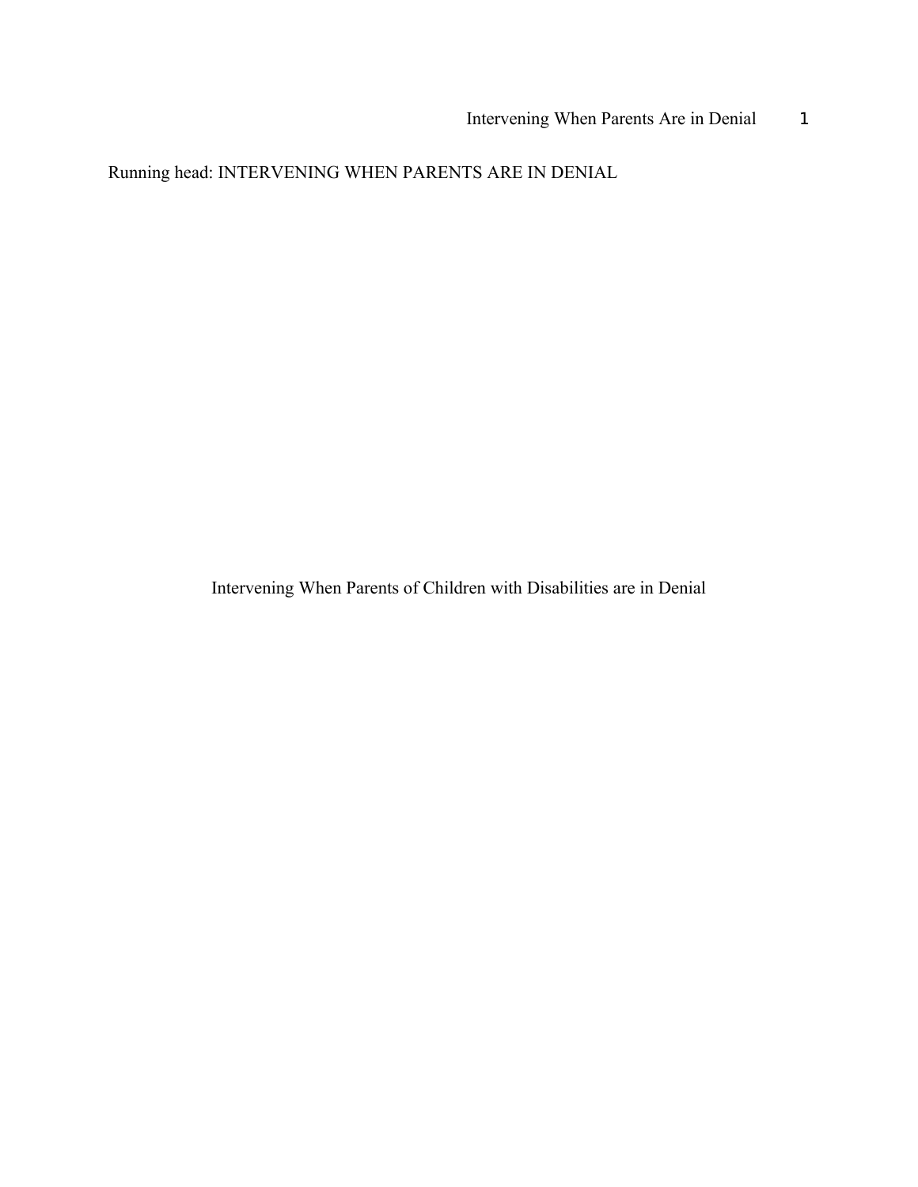Running head: INTERVENING WHEN PARENTS ARE IN DENIAL

# Intervening When Parents of Children with Disabilities are in Denial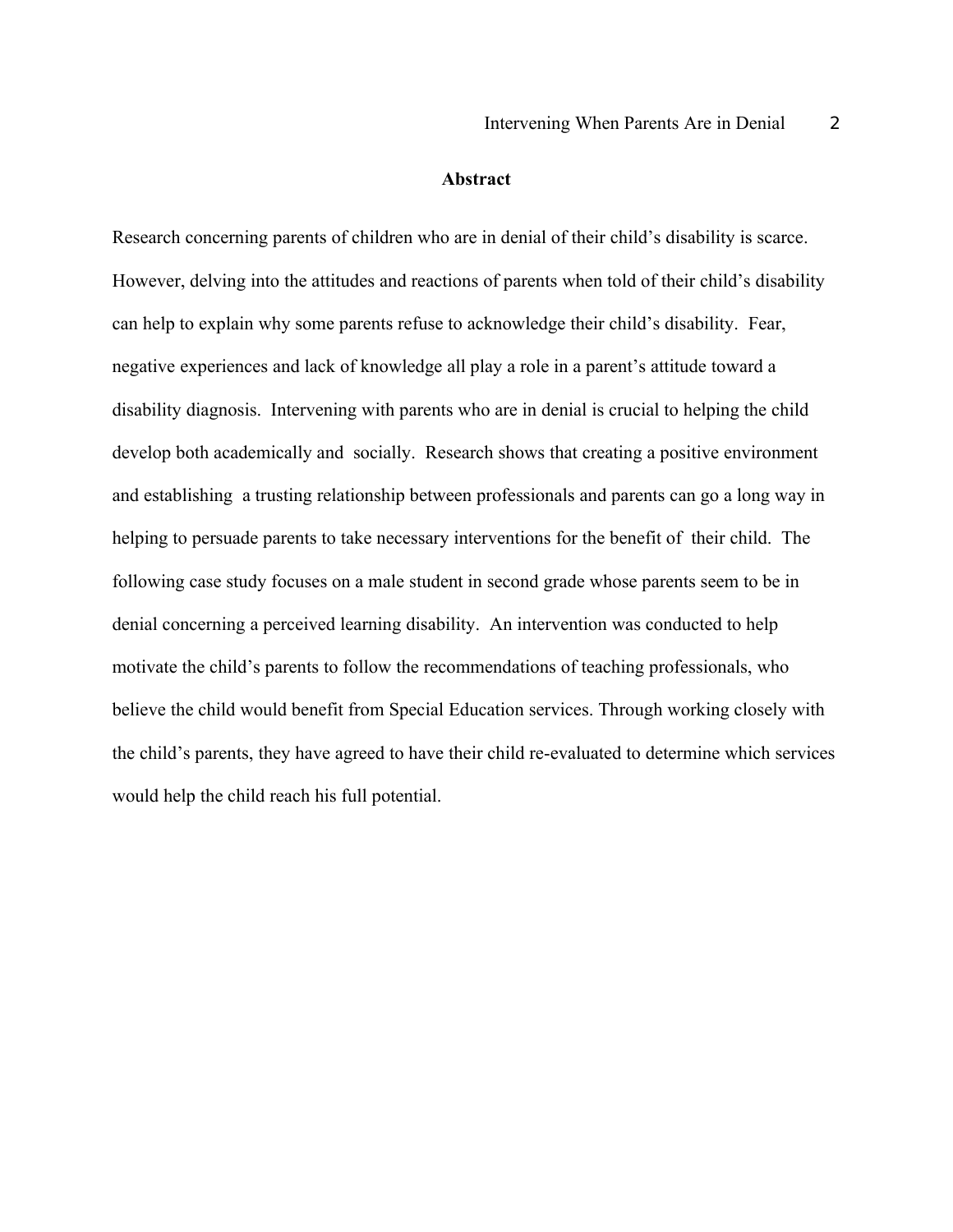## Abstract

Research concerning parents of children who are in denial of their child's disability is scarce. However, delving into the attitudes and reactions of parents when told of their child's disability can help to explain why some parents refuse to acknowledge their child's disability. Fear, negative experiences and lack of knowledge all play a role in a parent's attitude toward a disability diagnosis. Intervening with parents who are in denial is crucial to helping the child develop both academically and socially. Research shows that creating a positive environment and establishing a trusting relationship between professionals and parents can go a long way in helping to persuade parents to take necessary interventions for the benefit of their child. The following case study focuses on a male student in second grade whose parents seem to be in denial concerning a perceived learning disability. An intervention was conducted to help motivate the child's parents to follow the recommendations of teaching professionals, who believe the child would benefit from Special Education services. Through working closely with the child's parents, they have agreed to have their child re-evaluated to determine which services would help the child reach his full potential.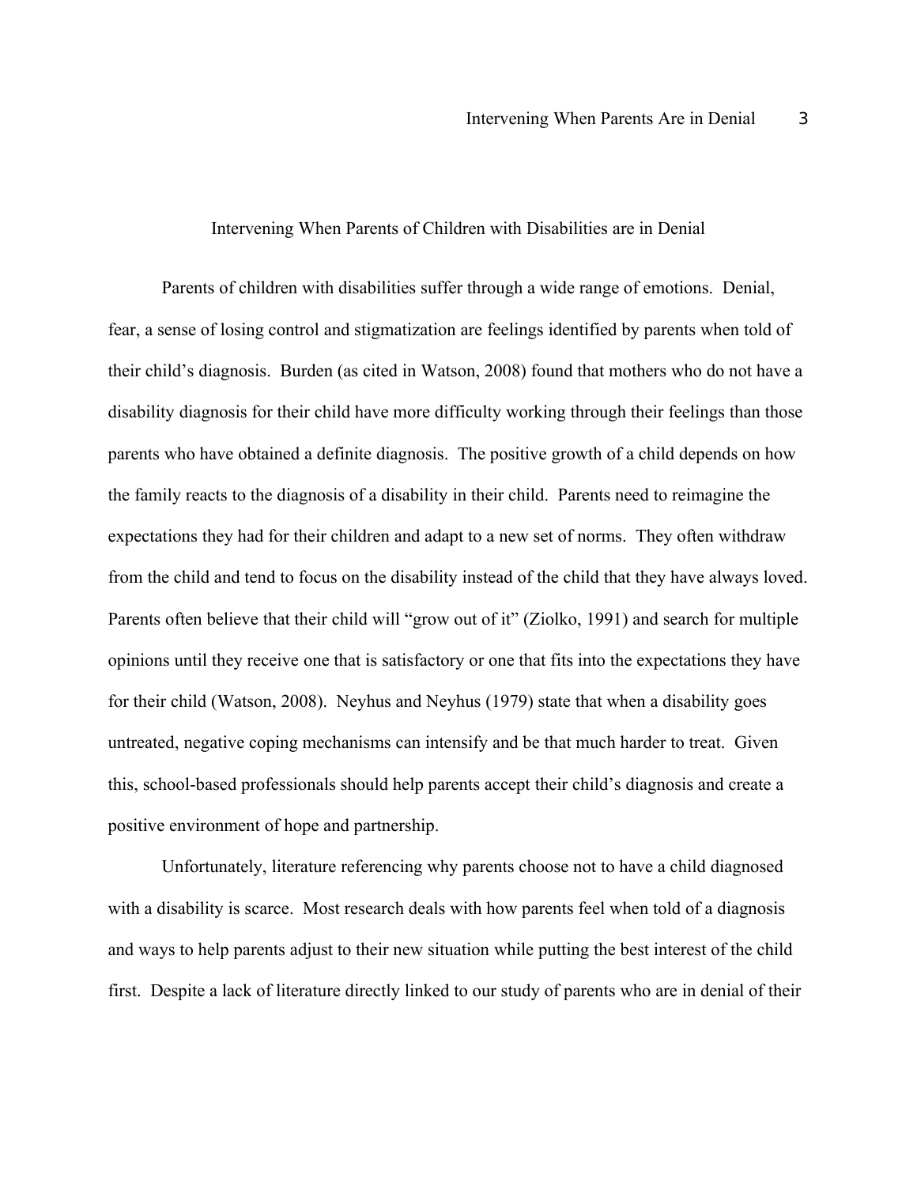# Intervening When Parents of Children with Disabilities are in Denial

Parents of children with disabilities suffer through a wide range of emotions. Denial, fear, a sense of losing control and stigmatization are feelings identified by parents when told of their child's diagnosis. Burden (as cited in Watson, 2008) found that mothers who do not have a disability diagnosis for their child have more difficulty working through their feelings than those parents who have obtained a definite diagnosis. The positive growth of a child depends on how the family reacts to the diagnosis of a disability in their child. Parents need to reimagine the expectations they had for their children and adapt to a new set of norms. They often withdraw from the child and tend to focus on the disability instead of the child that they have always loved. Parents often believe that their child will "grow out of it" (Ziolko, 1991) and search for multiple opinions until they receive one that is satisfactory or one that fits into the expectations they have for their child (Watson, 2008). Neyhus and Neyhus (1979) state that when a disability goes untreated, negative coping mechanisms can intensify and be that much harder to treat. Given this, school-based professionals should help parents accept their child's diagnosis and create a positive environment of hope and partnership.

Unfortunately, literature referencing why parents choose not to have a child diagnosed with a disability is scarce. Most research deals with how parents feel when told of a diagnosis and ways to help parents adjust to their new situation while putting the best interest of the child first. Despite a lack of literature directly linked to our study of parents who are in denial of their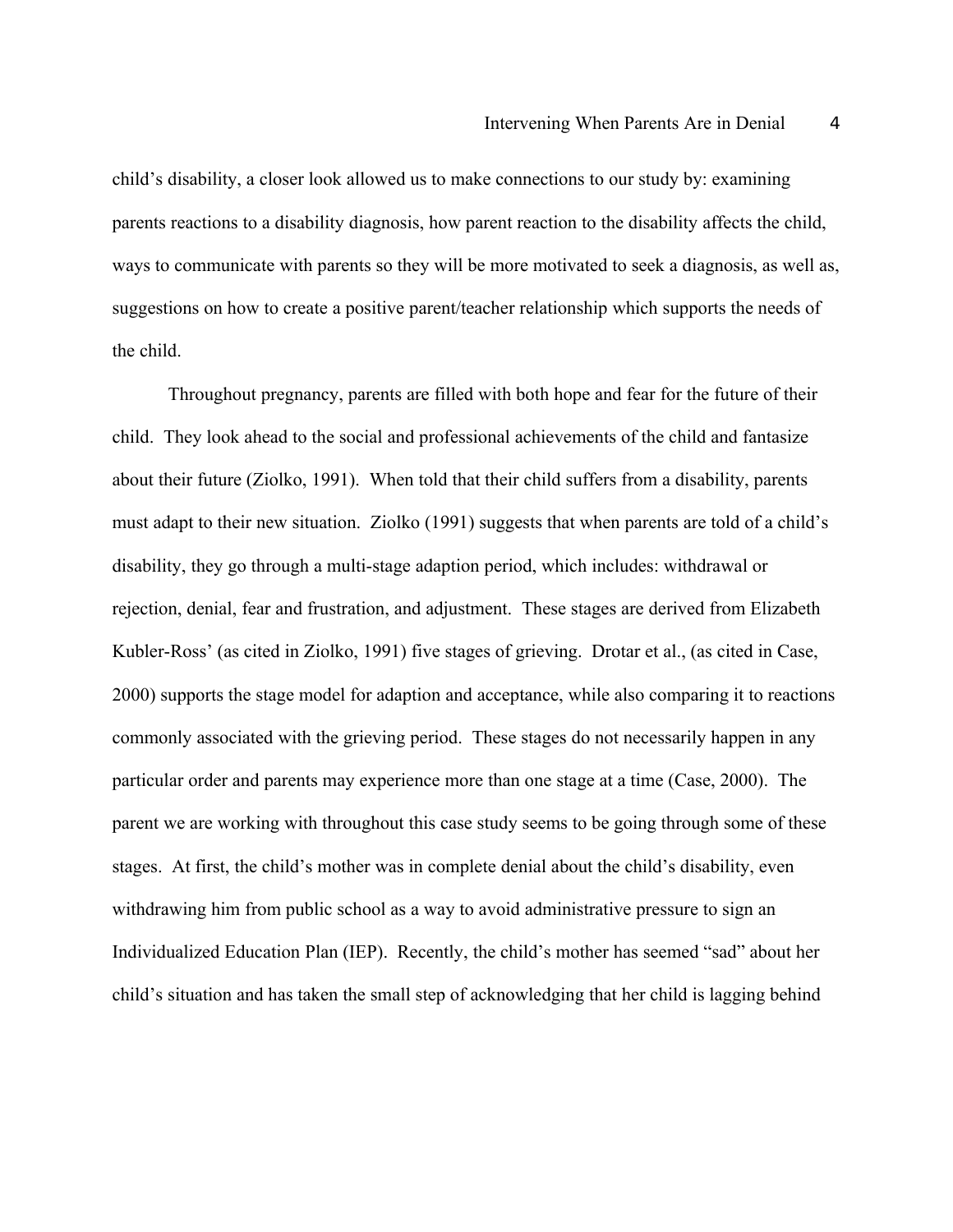child's disability, a closer look allowed us to make connections to our study by: examining parents reactions to a disability diagnosis, how parent reaction to the disability affects the child, ways to communicate with parents so they will be more motivated to seek a diagnosis, as well as, suggestions on how to create a positive parent/teacher relationship which supports the needs of the child.

Throughout pregnancy, parents are filled with both hope and fear for the future of their child. They look ahead to the social and professional achievements of the child and fantasize about their future (Ziolko, 1991). When told that their child suffers from a disability, parents must adapt to their new situation. Ziolko (1991) suggests that when parents are told of a child's disability, they go through a multi-stage adaption period, which includes: withdrawal or rejection, denial, fear and frustration, and adjustment. These stages are derived from Elizabeth Kubler-Ross' (as cited in Ziolko, 1991) five stages of grieving. Drotar et al., (as cited in Case, 2000) supports the stage model for adaption and acceptance, while also comparing it to reactions commonly associated with the grieving period. These stages do not necessarily happen in any particular order and parents may experience more than one stage at a time (Case, 2000). The parent we are working with throughout this case study seems to be going through some of these stages. At first, the child's mother was in complete denial about the child's disability, even withdrawing him from public school as a way to avoid administrative pressure to sign an Individualized Education Plan (IEP). Recently, the child's mother has seemed "sad" about her child's situation and has taken the small step of acknowledging that her child is lagging behind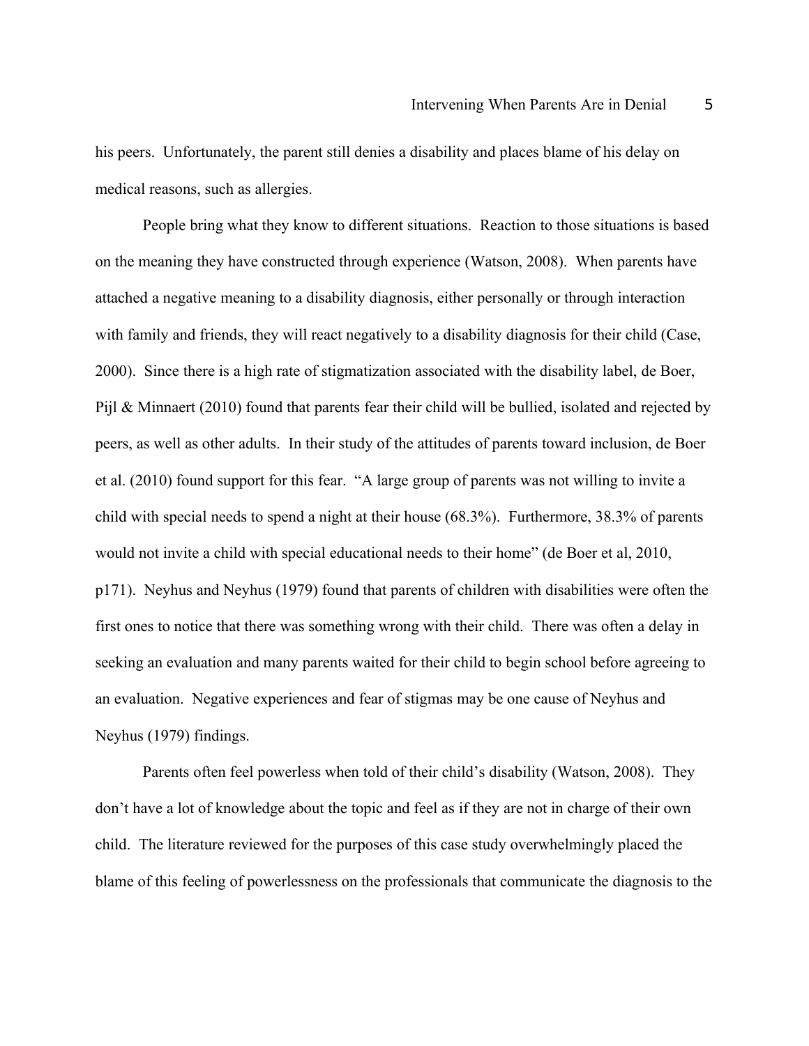his peers. Unfortunately, the parent still denies a disability and places blame of his delay on medical reasons, such as allergies.

People bring what they know to different situations. Reaction to those situations is based on the meaning they have constructed through experience (Watson, 2008). When parents have attached a negative meaning to a disability diagnosis, either personally or through interaction with family and friends, they will react negatively to a disability diagnosis for their child (Case, 2000). Since there is a high rate of stigmatization associated with the disability label, de Boer, Pijl & Minnaert (2010) found that parents fear their child will be bullied, isolated and rejected by peers, as well as other adults. In their study of the attitudes of parents toward inclusion, de Boer et al. (2010) found support for this fear. "A large group of parents was not willing to invite a child with special needs to spend a night at their house (68.3%). Furthermore, 38.3% of parents would not invite a child with special educational needs to their home" (de Boer et al, 2010, p171). Neyhus and Neyhus (1979) found that parents of children with disabilities were often the first ones to notice that there was something wrong with their child. There was often a delay in seeking an evaluation and many parents waited for their child to begin school before agreeing to an evaluation. Negative experiences and fear of stigmas may be one cause of Neyhus and Neyhus (1979) findings.

Parents often feel powerless when told of their child's disability (Watson, 2008). They don't have a lot of knowledge about the topic and feel as if they are not in charge of their own child. The literature reviewed for the purposes of this case study overwhelmingly placed the blame of this feeling of powerlessness on the professionals that communicate the diagnosis to the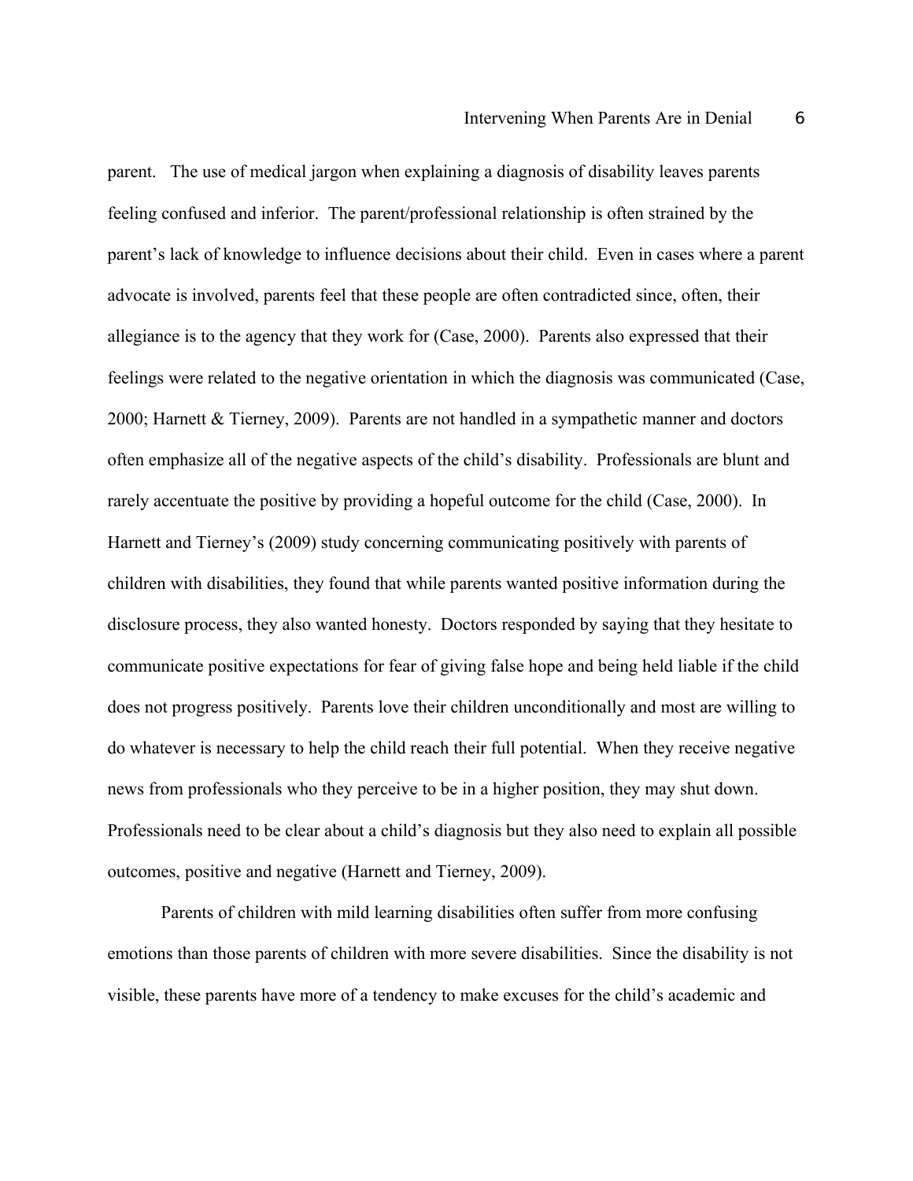parent. The use of medical jargon when explaining a diagnosis of disability leaves parents feeling confused and inferior. The parent/professional relationship is often strained by the parent's lack of knowledge to influence decisions about their child. Even in cases where a parent advocate is involved, parents feel that these people are often contradicted since, often, their allegiance is to the agency that they work for (Case, 2000). Parents also expressed that their feelings were related to the negative orientation in which the diagnosis was communicated (Case, 2000; Harnett & Tierney, 2009). Parents are not handled in a sympathetic manner and doctors often emphasize all of the negative aspects of the child's disability. Professionals are blunt and rarely accentuate the positive by providing a hopeful outcome for the child (Case, 2000). In Harnett and Tierney's (2009) study concerning communicating positively with parents of children with disabilities, they found that while parents wanted positive information during the disclosure process, they also wanted honesty. Doctors responded by saying that they hesitate to communicate positive expectations for fear of giving false hope and being held liable if the child does not progress positively. Parents love their children unconditionally and most are willing to do whatever is necessary to help the child reach their full potential. When they receive negative news from professionals who they perceive to be in a higher position, they may shut down. Professionals need to be clear about a child's diagnosis but they also need to explain all possible outcomes, positive and negative (Harnett and Tierney, 2009).

Parents of children with mild learning disabilities often suffer from more confusing emotions than those parents of children with more severe disabilities. Since the disability is not visible, these parents have more of a tendency to make excuses for the child's academic and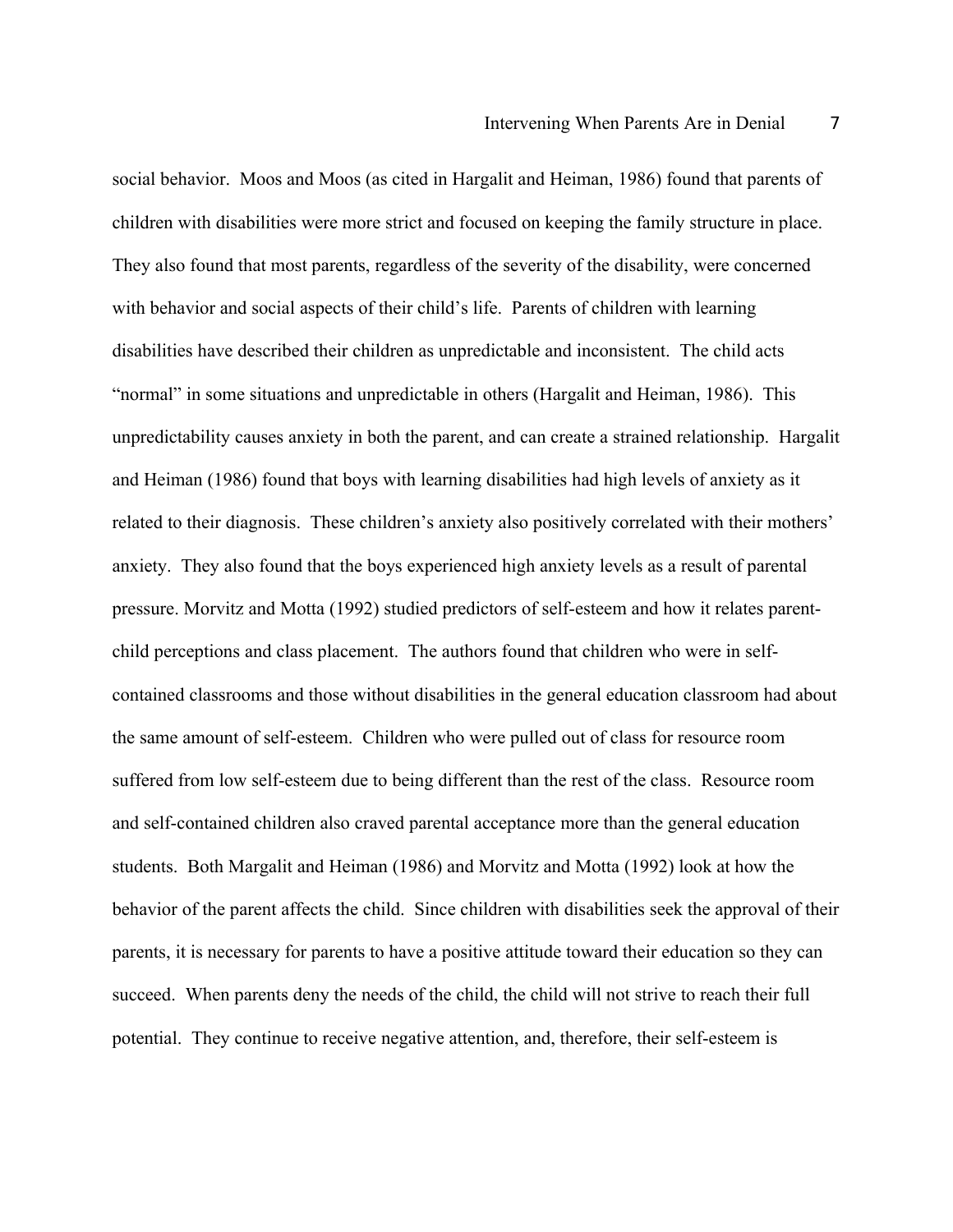social behavior. Moos and Moos (as cited in Hargalit and Heiman, 1986) found that parents of children with disabilities were more strict and focused on keeping the family structure in place. They also found that most parents, regardless of the severity of the disability, were concerned with behavior and social aspects of their child's life. Parents of children with learning disabilities have described their children as unpredictable and inconsistent. The child acts "normal" in some situations and unpredictable in others (Hargalit and Heiman, 1986). This unpredictability causes anxiety in both the parent, and can create a strained relationship. Hargalit and Heiman (1986) found that boys with learning disabilities had high levels of anxiety as it related to their diagnosis. These children's anxiety also positively correlated with their mothers' anxiety. They also found that the boys experienced high anxiety levels as a result of parental pressure. Morvitz and Motta (1992) studied predictors of self-esteem and how it relates parent-child perceptions and class placement. The authors found that children who were in self-contained classrooms and those without disabilities in the general education classroom had about the same amount of self-esteem. Children who were pulled out of class for resource room suffered from low self-esteem due to being different than the rest of the class. Resource room and self-contained children also craved parental acceptance more than the general education students. Both Margalit and Heiman (1986) and Morvitz and Motta (1992) look at how the behavior of the parent affects the child. Since children with disabilities seek the approval of their parents, it is necessary for parents to have a positive attitude toward their education so they can succeed. When parents deny the needs of the child, the child will not strive to reach their full potential. They continue to receive negative attention, and, therefore, their self-esteem is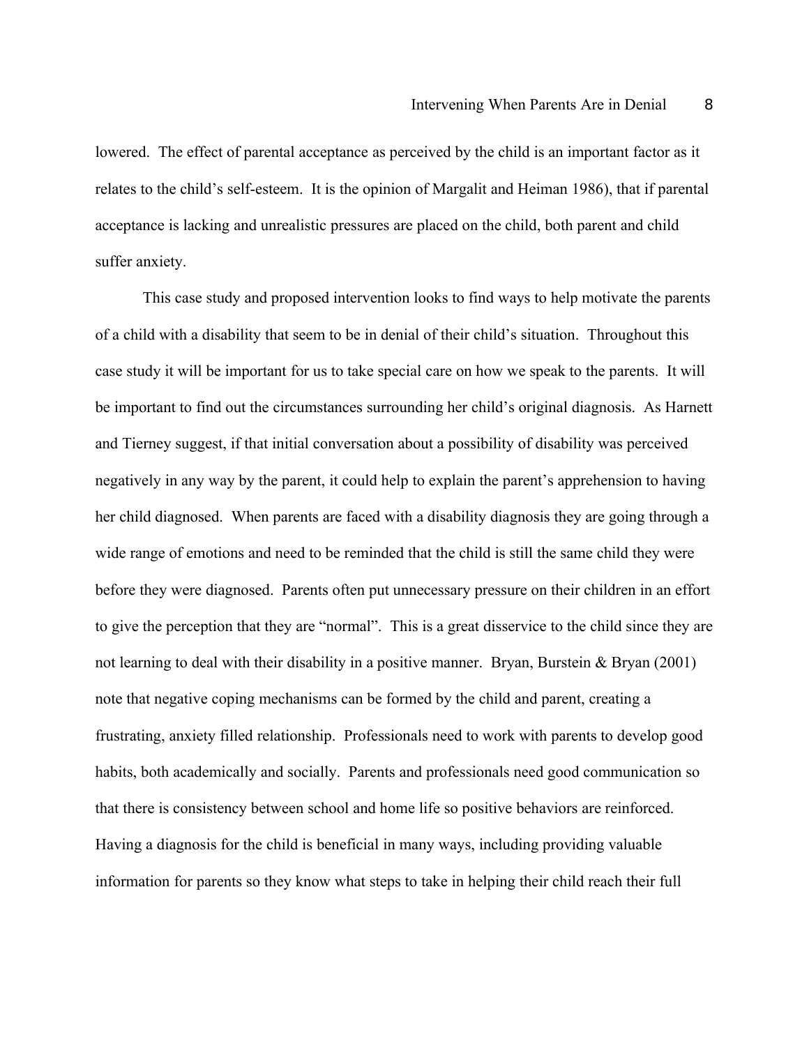lowered. The effect of parental acceptance as perceived by the child is an important factor as it relates to the child's self-esteem. It is the opinion of Margalit and Heiman 1986), that if parental acceptance is lacking and unrealistic pressures are placed on the child, both parent and child suffer anxiety.

This case study and proposed intervention looks to find ways to help motivate the parents of a child with a disability that seem to be in denial of their child's situation. Throughout this case study it will be important for us to take special care on how we speak to the parents. It will be important to find out the circumstances surrounding her child's original diagnosis. As Harnett and Tierney suggest, if that initial conversation about a possibility of disability was perceived negatively in any way by the parent, it could help to explain the parent's apprehension to having her child diagnosed. When parents are faced with a disability diagnosis they are going through a wide range of emotions and need to be reminded that the child is still the same child they were before they were diagnosed. Parents often put unnecessary pressure on their children in an effort to give the perception that they are "normal". This is a great disservice to the child since they are not learning to deal with their disability in a positive manner. Bryan, Burstein & Bryan (2001) note that negative coping mechanisms can be formed by the child and parent, creating a frustrating, anxiety filled relationship. Professionals need to work with parents to develop good habits, both academically and socially. Parents and professionals need good communication so that there is consistency between school and home life so positive behaviors are reinforced. Having a diagnosis for the child is beneficial in many ways, including providing valuable information for parents so they know what steps to take in helping their child reach their full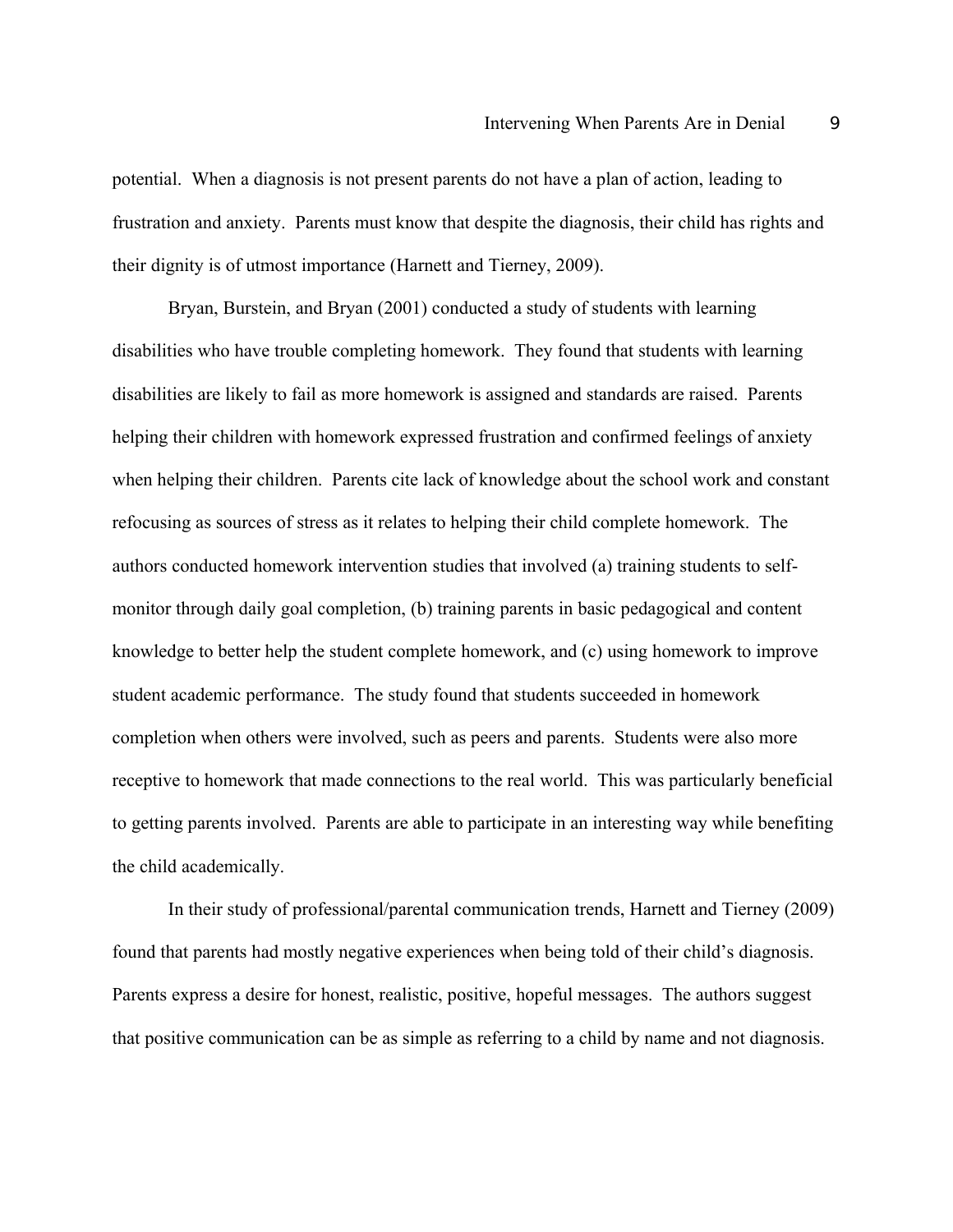potential. When a diagnosis is not present parents do not have a plan of action, leading to frustration and anxiety. Parents must know that despite the diagnosis, their child has rights and their dignity is of utmost importance (Harnett and Tierney, 2009).

Bryan, Burstein, and Bryan (2001) conducted a study of students with learning disabilities who have trouble completing homework. They found that students with learning disabilities are likely to fail as more homework is assigned and standards are raised. Parents helping their children with homework expressed frustration and confirmed feelings of anxiety when helping their children. Parents cite lack of knowledge about the school work and constant refocusing as sources of stress as it relates to helping their child complete homework. The authors conducted homework intervention studies that involved (a) training students to self-monitor through daily goal completion, (b) training parents in basic pedagogical and content knowledge to better help the student complete homework, and (c) using homework to improve student academic performance. The study found that students succeeded in homework completion when others were involved, such as peers and parents. Students were also more receptive to homework that made connections to the real world. This was particularly beneficial to getting parents involved. Parents are able to participate in an interesting way while benefiting the child academically.

In their study of professional/parental communication trends, Harnett and Tierney (2009) found that parents had mostly negative experiences when being told of their child's diagnosis. Parents express a desire for honest, realistic, positive, hopeful messages. The authors suggest that positive communication can be as simple as referring to a child by name and not diagnosis.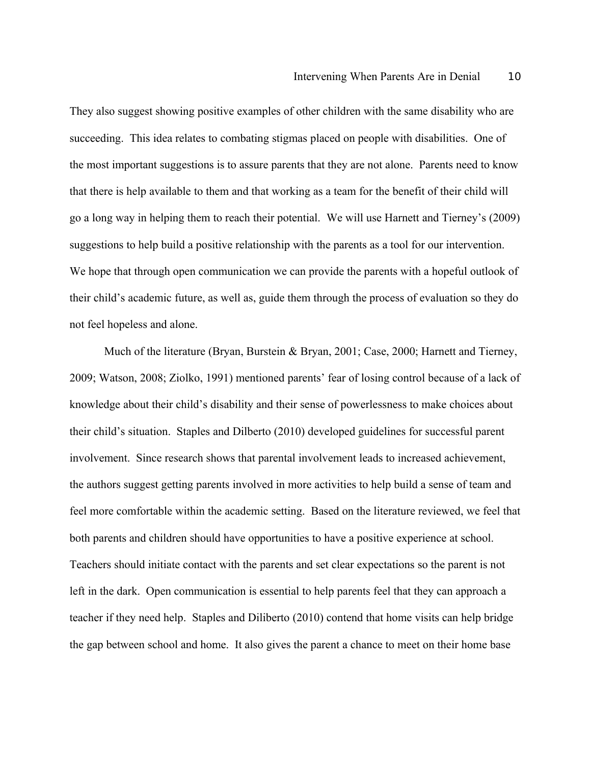They also suggest showing positive examples of other children with the same disability who are succeeding. This idea relates to combating stigmas placed on people with disabilities. One of the most important suggestions is to assure parents that they are not alone. Parents need to know that there is help available to them and that working as a team for the benefit of their child will go a long way in helping them to reach their potential. We will use Harnett and Tierney's (2009) suggestions to help build a positive relationship with the parents as a tool for our intervention. We hope that through open communication we can provide the parents with a hopeful outlook of their child's academic future, as well as, guide them through the process of evaluation so they do not feel hopeless and alone.

Much of the literature (Bryan, Burstein & Bryan, 2001; Case, 2000; Harnett and Tierney, 2009; Watson, 2008; Ziolko, 1991) mentioned parents' fear of losing control because of a lack of knowledge about their child's disability and their sense of powerlessness to make choices about their child's situation. Staples and Dilberto (2010) developed guidelines for successful parent involvement. Since research shows that parental involvement leads to increased achievement, the authors suggest getting parents involved in more activities to help build a sense of team and feel more comfortable within the academic setting. Based on the literature reviewed, we feel that both parents and children should have opportunities to have a positive experience at school. Teachers should initiate contact with the parents and set clear expectations so the parent is not left in the dark. Open communication is essential to help parents feel that they can approach a teacher if they need help. Staples and Diliberto (2010) contend that home visits can help bridge the gap between school and home. It also gives the parent a chance to meet on their home base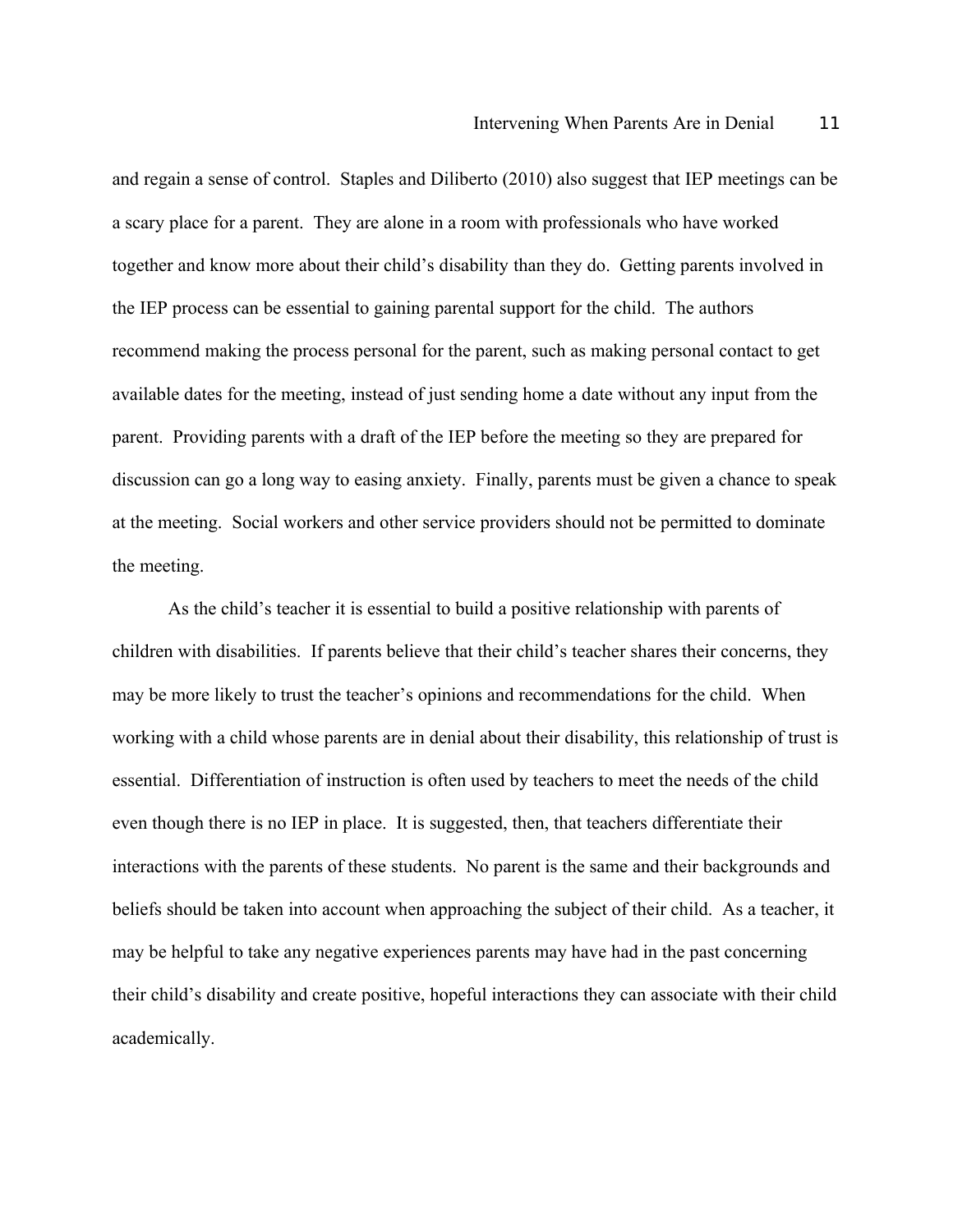and regain a sense of control. Staples and Diliberto (2010) also suggest that IEP meetings can be a scary place for a parent. They are alone in a room with professionals who have worked together and know more about their child's disability than they do. Getting parents involved in the IEP process can be essential to gaining parental support for the child. The authors recommend making the process personal for the parent, such as making personal contact to get available dates for the meeting, instead of just sending home a date without any input from the parent. Providing parents with a draft of the IEP before the meeting so they are prepared for discussion can go a long way to easing anxiety. Finally, parents must be given a chance to speak at the meeting. Social workers and other service providers should not be permitted to dominate the meeting.

As the child's teacher it is essential to build a positive relationship with parents of children with disabilities. If parents believe that their child's teacher shares their concerns, they may be more likely to trust the teacher's opinions and recommendations for the child. When working with a child whose parents are in denial about their disability, this relationship of trust is essential. Differentiation of instruction is often used by teachers to meet the needs of the child even though there is no IEP in place. It is suggested, then, that teachers differentiate their interactions with the parents of these students. No parent is the same and their backgrounds and beliefs should be taken into account when approaching the subject of their child. As a teacher, it may be helpful to take any negative experiences parents may have had in the past concerning their child's disability and create positive, hopeful interactions they can associate with their child academically.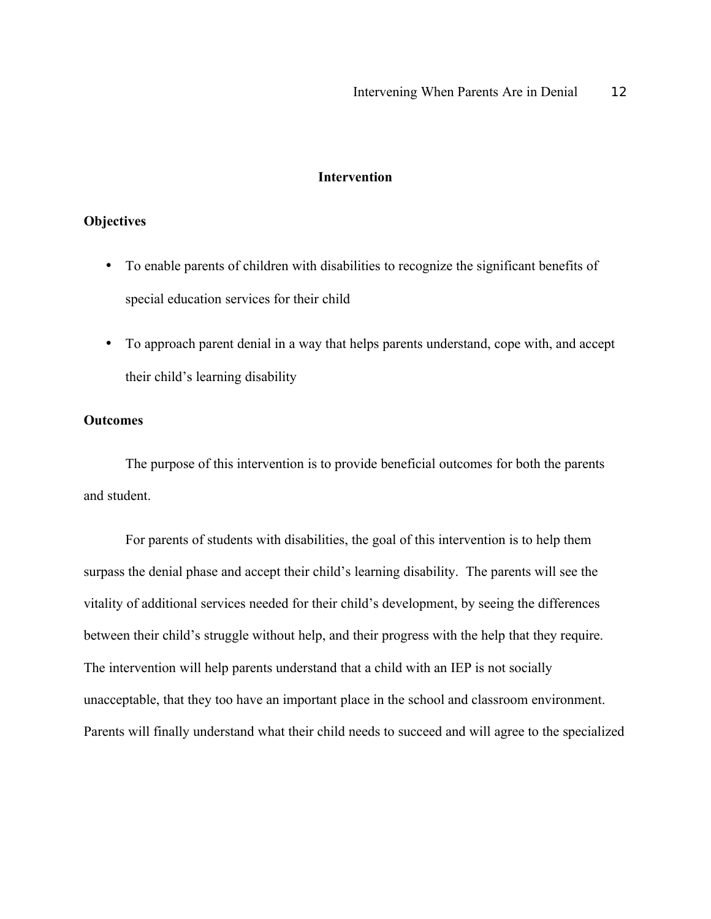## Intervention

### Objectives

- To enable parents of children with disabilities to recognize the significant benefits of special education services for their child
- To approach parent denial in a way that helps parents understand, cope with, and accept their child's learning disability

### Outcomes

The purpose of this intervention is to provide beneficial outcomes for both the parents and student.

For parents of students with disabilities, the goal of this intervention is to help them surpass the denial phase and accept their child's learning disability. The parents will see the vitality of additional services needed for their child's development, by seeing the differences between their child's struggle without help, and their progress with the help that they require. The intervention will help parents understand that a child with an IEP is not socially unacceptable, that they too have an important place in the school and classroom environment. Parents will finally understand what their child needs to succeed and will agree to the specialized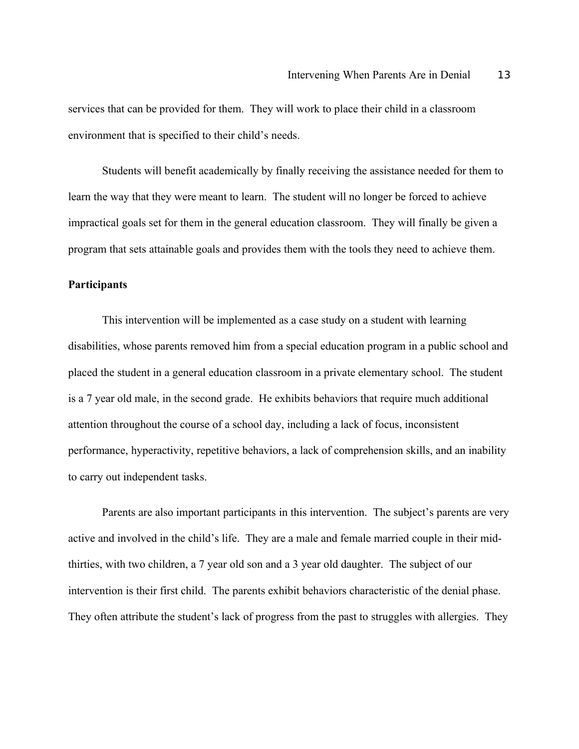services that can be provided for them. They will work to place their child in a classroom environment that is specified to their child's needs.

Students will benefit academically by finally receiving the assistance needed for them to learn the way that they were meant to learn. The student will no longer be forced to achieve impractical goals set for them in the general education classroom. They will finally be given a program that sets attainable goals and provides them with the tools they need to achieve them.

**Participants**

This intervention will be implemented as a case study on a student with learning disabilities, whose parents removed him from a special education program in a public school and placed the student in a general education classroom in a private elementary school. The student is a 7 year old male, in the second grade. He exhibits behaviors that require much additional attention throughout the course of a school day, including a lack of focus, inconsistent performance, hyperactivity, repetitive behaviors, a lack of comprehension skills, and an inability to carry out independent tasks.

Parents are also important participants in this intervention. The subject's parents are very active and involved in the child's life. They are a male and female married couple in their mid-thirties, with two children, a 7 year old son and a 3 year old daughter. The subject of our intervention is their first child. The parents exhibit behaviors characteristic of the denial phase. They often attribute the student's lack of progress from the past to struggles with allergies. They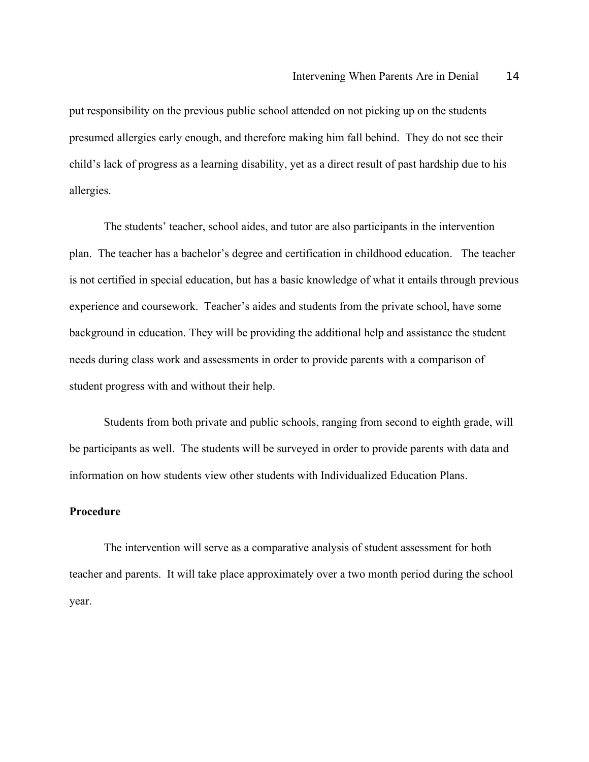put responsibility on the previous public school attended on not picking up on the students presumed allergies early enough, and therefore making him fall behind. They do not see their child's lack of progress as a learning disability, yet as a direct result of past hardship due to his allergies.

The students' teacher, school aides, and tutor are also participants in the intervention plan. The teacher has a bachelor's degree and certification in childhood education. The teacher is not certified in special education, but has a basic knowledge of what it entails through previous experience and coursework. Teacher's aides and students from the private school, have some background in education. They will be providing the additional help and assistance the student needs during class work and assessments in order to provide parents with a comparison of student progress with and without their help.

Students from both private and public schools, ranging from second to eighth grade, will be participants as well. The students will be surveyed in order to provide parents with data and information on how students view other students with Individualized Education Plans.

**Procedure**

The intervention will serve as a comparative analysis of student assessment for both teacher and parents. It will take place approximately over a two month period during the school year.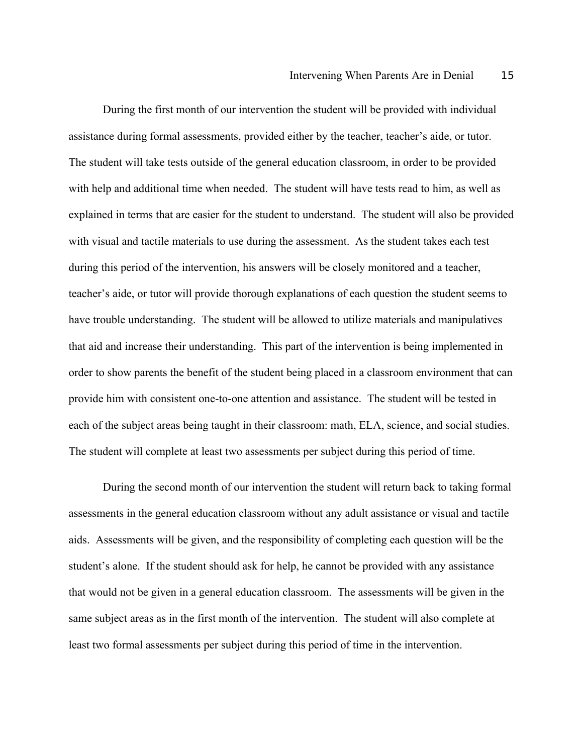During the first month of our intervention the student will be provided with individual assistance during formal assessments, provided either by the teacher, teacher's aide, or tutor. The student will take tests outside of the general education classroom, in order to be provided with help and additional time when needed. The student will have tests read to him, as well as explained in terms that are easier for the student to understand. The student will also be provided with visual and tactile materials to use during the assessment. As the student takes each test during this period of the intervention, his answers will be closely monitored and a teacher, teacher's aide, or tutor will provide thorough explanations of each question the student seems to have trouble understanding. The student will be allowed to utilize materials and manipulatives that aid and increase their understanding. This part of the intervention is being implemented in order to show parents the benefit of the student being placed in a classroom environment that can provide him with consistent one-to-one attention and assistance. The student will be tested in each of the subject areas being taught in their classroom: math, ELA, science, and social studies. The student will complete at least two assessments per subject during this period of time.

During the second month of our intervention the student will return back to taking formal assessments in the general education classroom without any adult assistance or visual and tactile aids. Assessments will be given, and the responsibility of completing each question will be the student's alone. If the student should ask for help, he cannot be provided with any assistance that would not be given in a general education classroom. The assessments will be given in the same subject areas as in the first month of the intervention. The student will also complete at least two formal assessments per subject during this period of time in the intervention.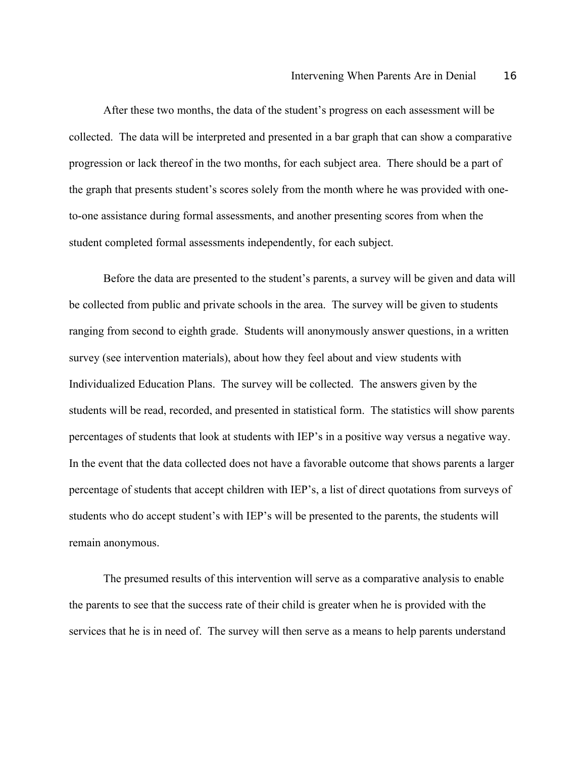After these two months, the data of the student's progress on each assessment will be collected. The data will be interpreted and presented in a bar graph that can show a comparative progression or lack thereof in the two months, for each subject area. There should be a part of the graph that presents student's scores solely from the month where he was provided with one-to-one assistance during formal assessments, and another presenting scores from when the student completed formal assessments independently, for each subject.

Before the data are presented to the student's parents, a survey will be given and data will be collected from public and private schools in the area. The survey will be given to students ranging from second to eighth grade. Students will anonymously answer questions, in a written survey (see intervention materials), about how they feel about and view students with Individualized Education Plans. The survey will be collected. The answers given by the students will be read, recorded, and presented in statistical form. The statistics will show parents percentages of students that look at students with IEP's in a positive way versus a negative way. In the event that the data collected does not have a favorable outcome that shows parents a larger percentage of students that accept children with IEP's, a list of direct quotations from surveys of students who do accept student's with IEP's will be presented to the parents, the students will remain anonymous.

The presumed results of this intervention will serve as a comparative analysis to enable the parents to see that the success rate of their child is greater when he is provided with the services that he is in need of. The survey will then serve as a means to help parents understand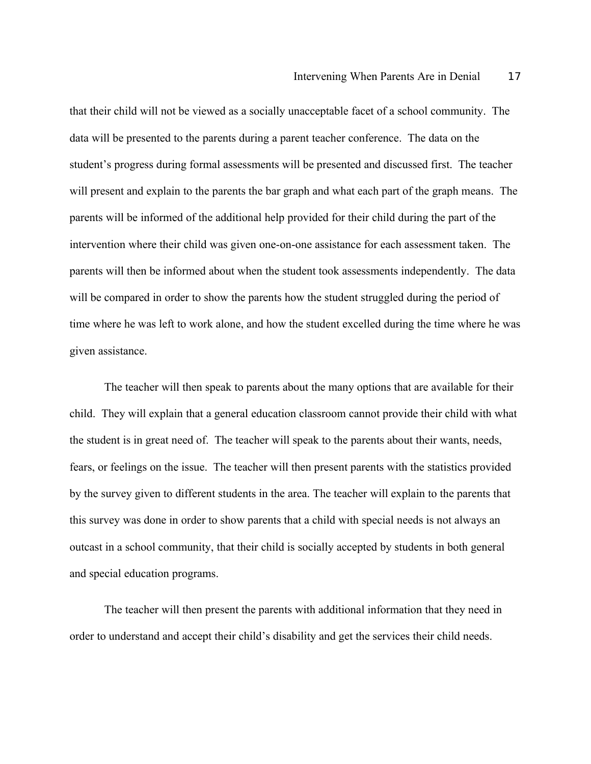that their child will not be viewed as a socially unacceptable facet of a school community. The data will be presented to the parents during a parent teacher conference. The data on the student's progress during formal assessments will be presented and discussed first. The teacher will present and explain to the parents the bar graph and what each part of the graph means. The parents will be informed of the additional help provided for their child during the part of the intervention where their child was given one-on-one assistance for each assessment taken. The parents will then be informed about when the student took assessments independently. The data will be compared in order to show the parents how the student struggled during the period of time where he was left to work alone, and how the student excelled during the time where he was given assistance.

The teacher will then speak to parents about the many options that are available for their child. They will explain that a general education classroom cannot provide their child with what the student is in great need of. The teacher will speak to the parents about their wants, needs, fears, or feelings on the issue. The teacher will then present parents with the statistics provided by the survey given to different students in the area. The teacher will explain to the parents that this survey was done in order to show parents that a child with special needs is not always an outcast in a school community, that their child is socially accepted by students in both general and special education programs.

The teacher will then present the parents with additional information that they need in order to understand and accept their child's disability and get the services their child needs.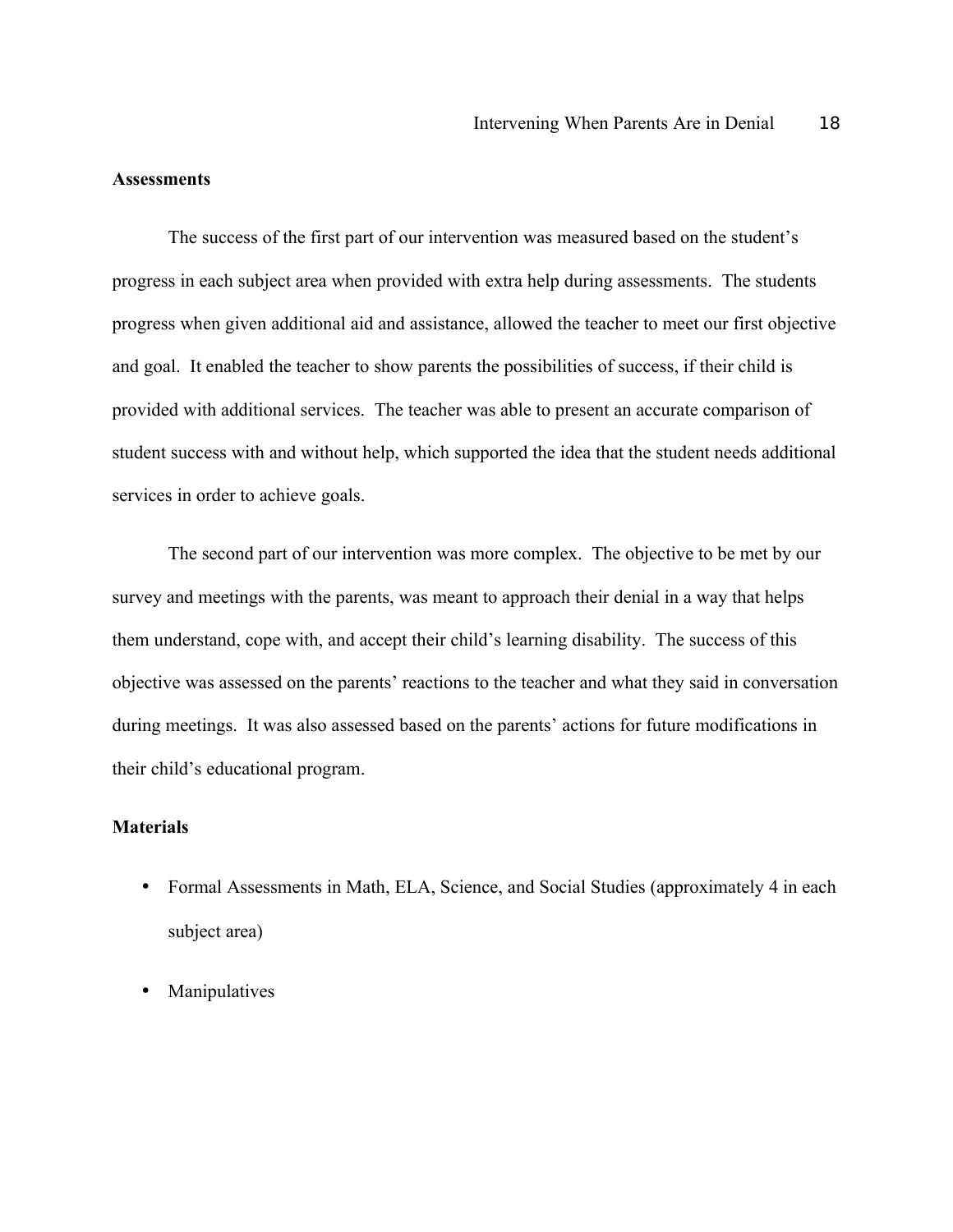**Assessments**

The success of the first part of our intervention was measured based on the student's progress in each subject area when provided with extra help during assessments. The students progress when given additional aid and assistance, allowed the teacher to meet our first objective and goal. It enabled the teacher to show parents the possibilities of success, if their child is provided with additional services. The teacher was able to present an accurate comparison of student success with and without help, which supported the idea that the student needs additional services in order to achieve goals.

The second part of our intervention was more complex. The objective to be met by our survey and meetings with the parents, was meant to approach their denial in a way that helps them understand, cope with, and accept their child's learning disability. The success of this objective was assessed on the parents' reactions to the teacher and what they said in conversation during meetings. It was also assessed based on the parents' actions for future modifications in their child's educational program.

**Materials**

- Formal Assessments in Math, ELA, Science, and Social Studies (approximately 4 in each subject area)
- Manipulatives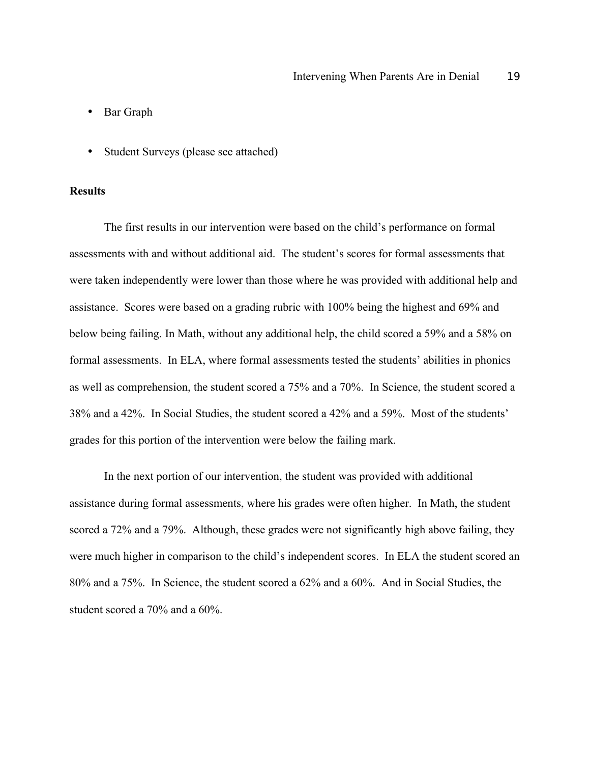- Bar Graph
- Student Surveys (please see attached)

**Results**

The first results in our intervention were based on the child's performance on formal assessments with and without additional aid. The student's scores for formal assessments that were taken independently were lower than those where he was provided with additional help and assistance. Scores were based on a grading rubric with 100% being the highest and 69% and below being failing. In Math, without any additional help, the child scored a 59% and a 58% on formal assessments. In ELA, where formal assessments tested the students' abilities in phonics as well as comprehension, the student scored a 75% and a 70%. In Science, the student scored a 38% and a 42%. In Social Studies, the student scored a 42% and a 59%. Most of the students' grades for this portion of the intervention were below the failing mark.

In the next portion of our intervention, the student was provided with additional assistance during formal assessments, where his grades were often higher. In Math, the student scored a 72% and a 79%. Although, these grades were not significantly high above failing, they were much higher in comparison to the child's independent scores. In ELA the student scored an 80% and a 75%. In Science, the student scored a 62% and a 60%. And in Social Studies, the student scored a 70% and a 60%.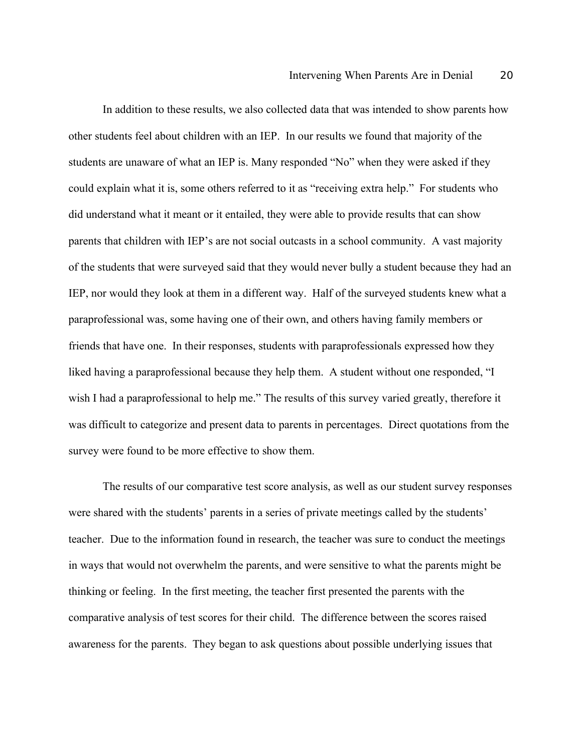In addition to these results, we also collected data that was intended to show parents how other students feel about children with an IEP. In our results we found that majority of the students are unaware of what an IEP is. Many responded "No" when they were asked if they could explain what it is, some others referred to it as "receiving extra help." For students who did understand what it meant or it entailed, they were able to provide results that can show parents that children with IEP's are not social outcasts in a school community. A vast majority of the students that were surveyed said that they would never bully a student because they had an IEP, nor would they look at them in a different way. Half of the surveyed students knew what a paraprofessional was, some having one of their own, and others having family members or friends that have one. In their responses, students with paraprofessionals expressed how they liked having a paraprofessional because they help them. A student without one responded, "I wish I had a paraprofessional to help me." The results of this survey varied greatly, therefore it was difficult to categorize and present data to parents in percentages. Direct quotations from the survey were found to be more effective to show them.

The results of our comparative test score analysis, as well as our student survey responses were shared with the students' parents in a series of private meetings called by the students' teacher. Due to the information found in research, the teacher was sure to conduct the meetings in ways that would not overwhelm the parents, and were sensitive to what the parents might be thinking or feeling. In the first meeting, the teacher first presented the parents with the comparative analysis of test scores for their child. The difference between the scores raised awareness for the parents. They began to ask questions about possible underlying issues that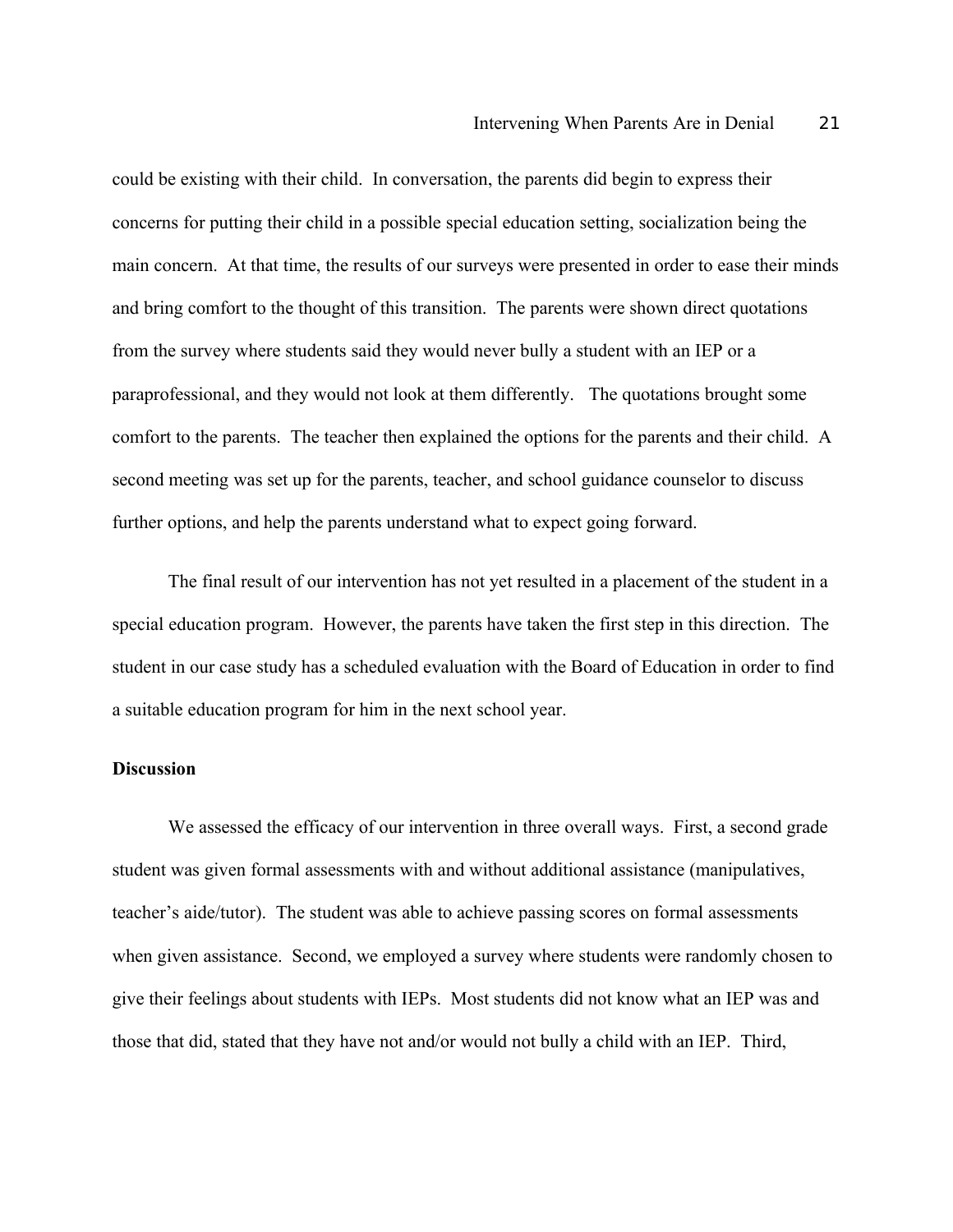could be existing with their child. In conversation, the parents did begin to express their concerns for putting their child in a possible special education setting, socialization being the main concern. At that time, the results of our surveys were presented in order to ease their minds and bring comfort to the thought of this transition. The parents were shown direct quotations from the survey where students said they would never bully a student with an IEP or a paraprofessional, and they would not look at them differently. The quotations brought some comfort to the parents. The teacher then explained the options for the parents and their child. A second meeting was set up for the parents, teacher, and school guidance counselor to discuss further options, and help the parents understand what to expect going forward.

The final result of our intervention has not yet resulted in a placement of the student in a special education program. However, the parents have taken the first step in this direction. The student in our case study has a scheduled evaluation with the Board of Education in order to find a suitable education program for him in the next school year.

**Discussion**

We assessed the efficacy of our intervention in three overall ways. First, a second grade student was given formal assessments with and without additional assistance (manipulatives, teacher's aide/tutor). The student was able to achieve passing scores on formal assessments when given assistance. Second, we employed a survey where students were randomly chosen to give their feelings about students with IEPs. Most students did not know what an IEP was and those that did, stated that they have not and/or would not bully a child with an IEP. Third,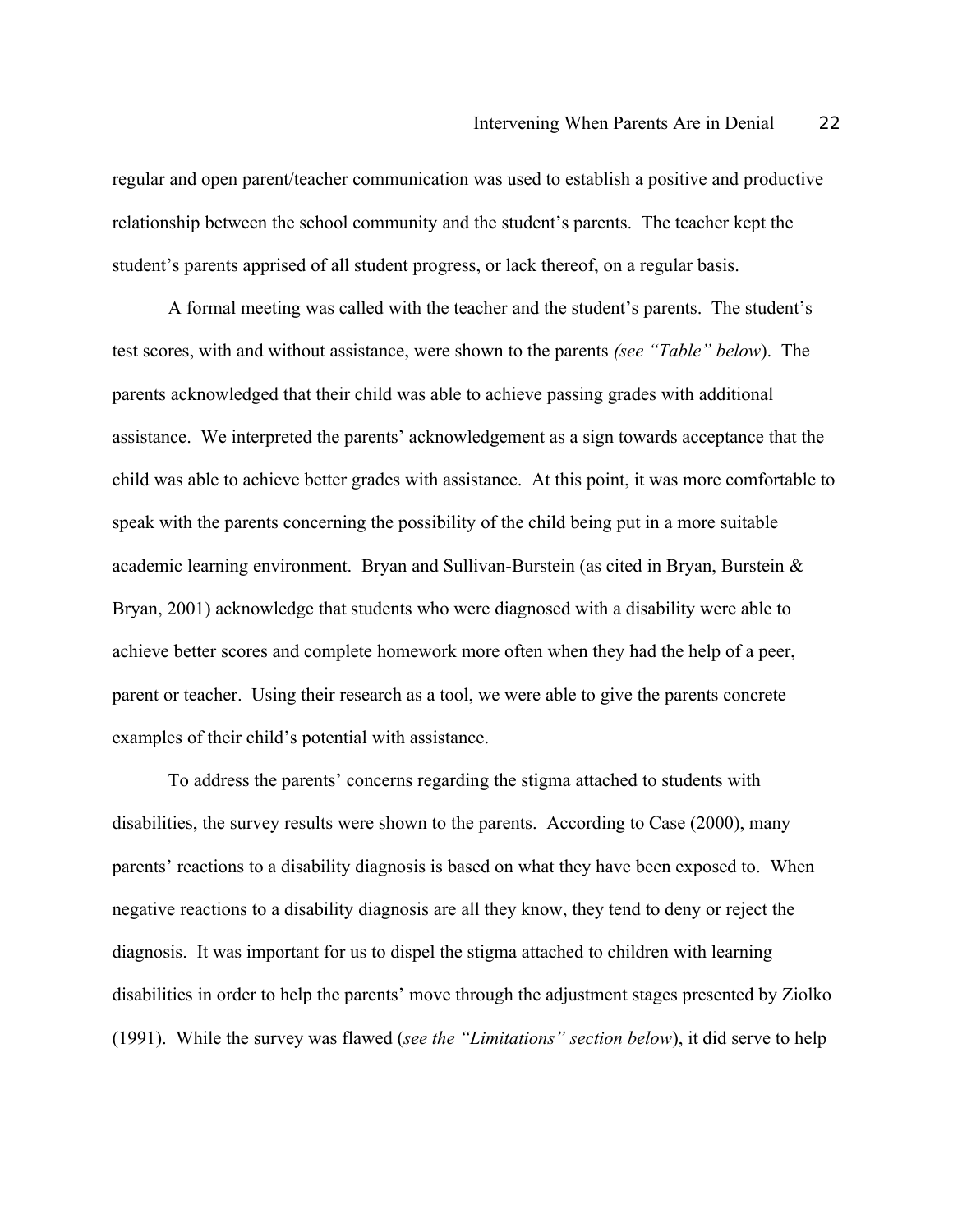regular and open parent/teacher communication was used to establish a positive and productive relationship between the school community and the student's parents. The teacher kept the student's parents apprised of all student progress, or lack thereof, on a regular basis.

A formal meeting was called with the teacher and the student's parents. The student's test scores, with and without assistance, were shown to the parents *(see "Table" below*). The parents acknowledged that their child was able to achieve passing grades with additional assistance. We interpreted the parents' acknowledgement as a sign towards acceptance that the child was able to achieve better grades with assistance. At this point, it was more comfortable to speak with the parents concerning the possibility of the child being put in a more suitable academic learning environment. Bryan and Sullivan-Burstein (as cited in Bryan, Burstein & Bryan, 2001) acknowledge that students who were diagnosed with a disability were able to achieve better scores and complete homework more often when they had the help of a peer, parent or teacher. Using their research as a tool, we were able to give the parents concrete examples of their child's potential with assistance.

To address the parents' concerns regarding the stigma attached to students with disabilities, the survey results were shown to the parents. According to Case (2000), many parents' reactions to a disability diagnosis is based on what they have been exposed to. When negative reactions to a disability diagnosis are all they know, they tend to deny or reject the diagnosis. It was important for us to dispel the stigma attached to children with learning disabilities in order to help the parents' move through the adjustment stages presented by Ziolko (1991). While the survey was flawed (*see the "Limitations" section below*), it did serve to help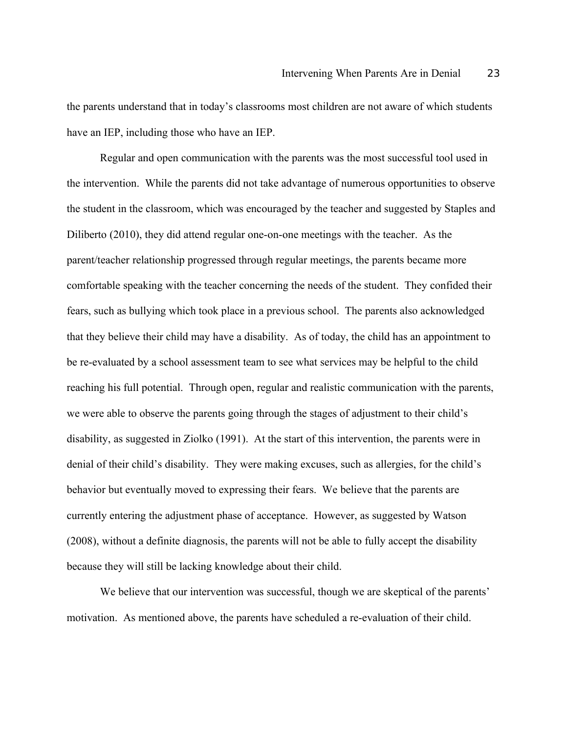the parents understand that in today's classrooms most children are not aware of which students have an IEP, including those who have an IEP.

Regular and open communication with the parents was the most successful tool used in the intervention. While the parents did not take advantage of numerous opportunities to observe the student in the classroom, which was encouraged by the teacher and suggested by Staples and Diliberto (2010), they did attend regular one-on-one meetings with the teacher. As the parent/teacher relationship progressed through regular meetings, the parents became more comfortable speaking with the teacher concerning the needs of the student. They confided their fears, such as bullying which took place in a previous school. The parents also acknowledged that they believe their child may have a disability. As of today, the child has an appointment to be re-evaluated by a school assessment team to see what services may be helpful to the child reaching his full potential. Through open, regular and realistic communication with the parents, we were able to observe the parents going through the stages of adjustment to their child's disability, as suggested in Ziolko (1991). At the start of this intervention, the parents were in denial of their child's disability. They were making excuses, such as allergies, for the child's behavior but eventually moved to expressing their fears. We believe that the parents are currently entering the adjustment phase of acceptance. However, as suggested by Watson (2008), without a definite diagnosis, the parents will not be able to fully accept the disability because they will still be lacking knowledge about their child.

We believe that our intervention was successful, though we are skeptical of the parents' motivation. As mentioned above, the parents have scheduled a re-evaluation of their child.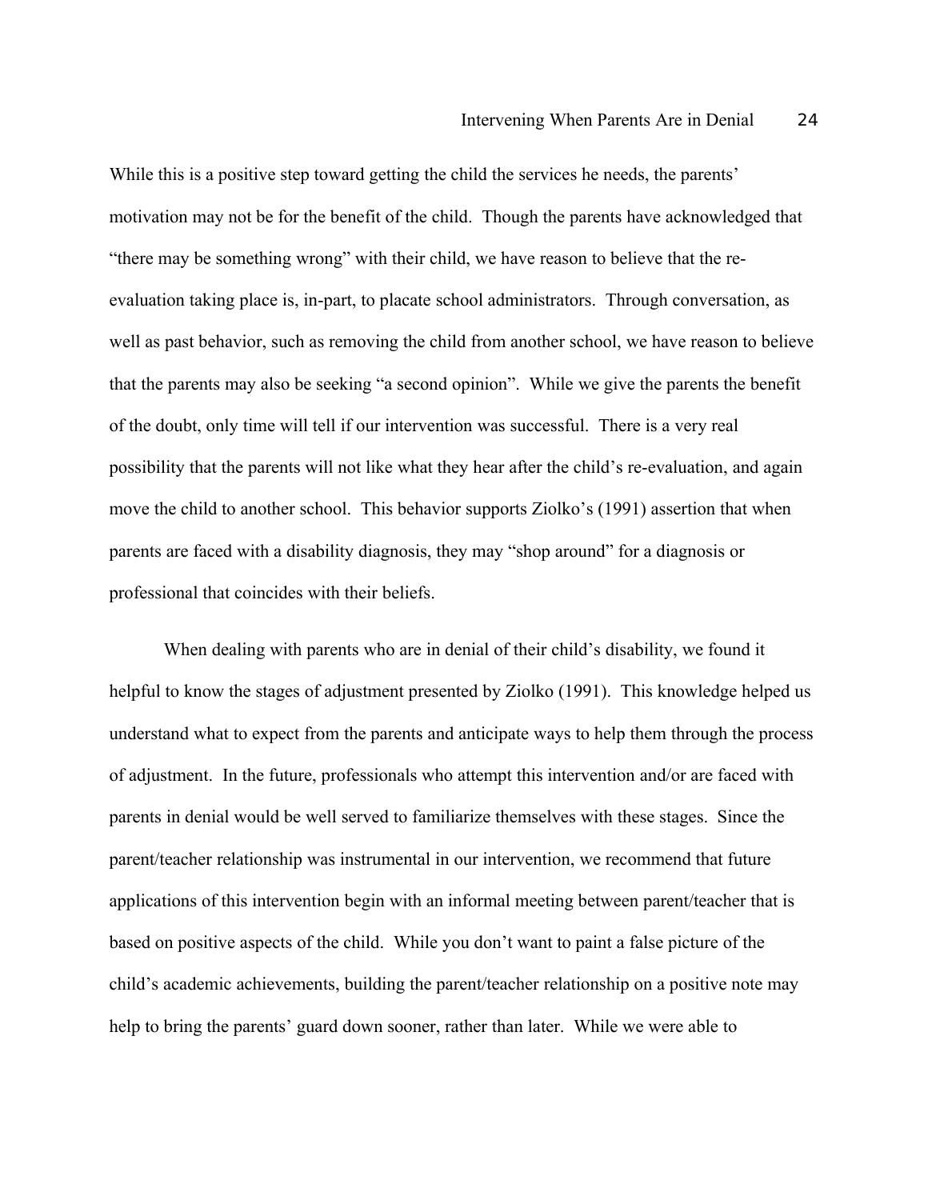While this is a positive step toward getting the child the services he needs, the parents' motivation may not be for the benefit of the child. Though the parents have acknowledged that "there may be something wrong" with their child, we have reason to believe that the re-evaluation taking place is, in-part, to placate school administrators. Through conversation, as well as past behavior, such as removing the child from another school, we have reason to believe that the parents may also be seeking "a second opinion". While we give the parents the benefit of the doubt, only time will tell if our intervention was successful. There is a very real possibility that the parents will not like what they hear after the child's re-evaluation, and again move the child to another school. This behavior supports Ziolko's (1991) assertion that when parents are faced with a disability diagnosis, they may "shop around" for a diagnosis or professional that coincides with their beliefs.

When dealing with parents who are in denial of their child's disability, we found it helpful to know the stages of adjustment presented by Ziolko (1991). This knowledge helped us understand what to expect from the parents and anticipate ways to help them through the process of adjustment. In the future, professionals who attempt this intervention and/or are faced with parents in denial would be well served to familiarize themselves with these stages. Since the parent/teacher relationship was instrumental in our intervention, we recommend that future applications of this intervention begin with an informal meeting between parent/teacher that is based on positive aspects of the child. While you don't want to paint a false picture of the child's academic achievements, building the parent/teacher relationship on a positive note may help to bring the parents' guard down sooner, rather than later. While we were able to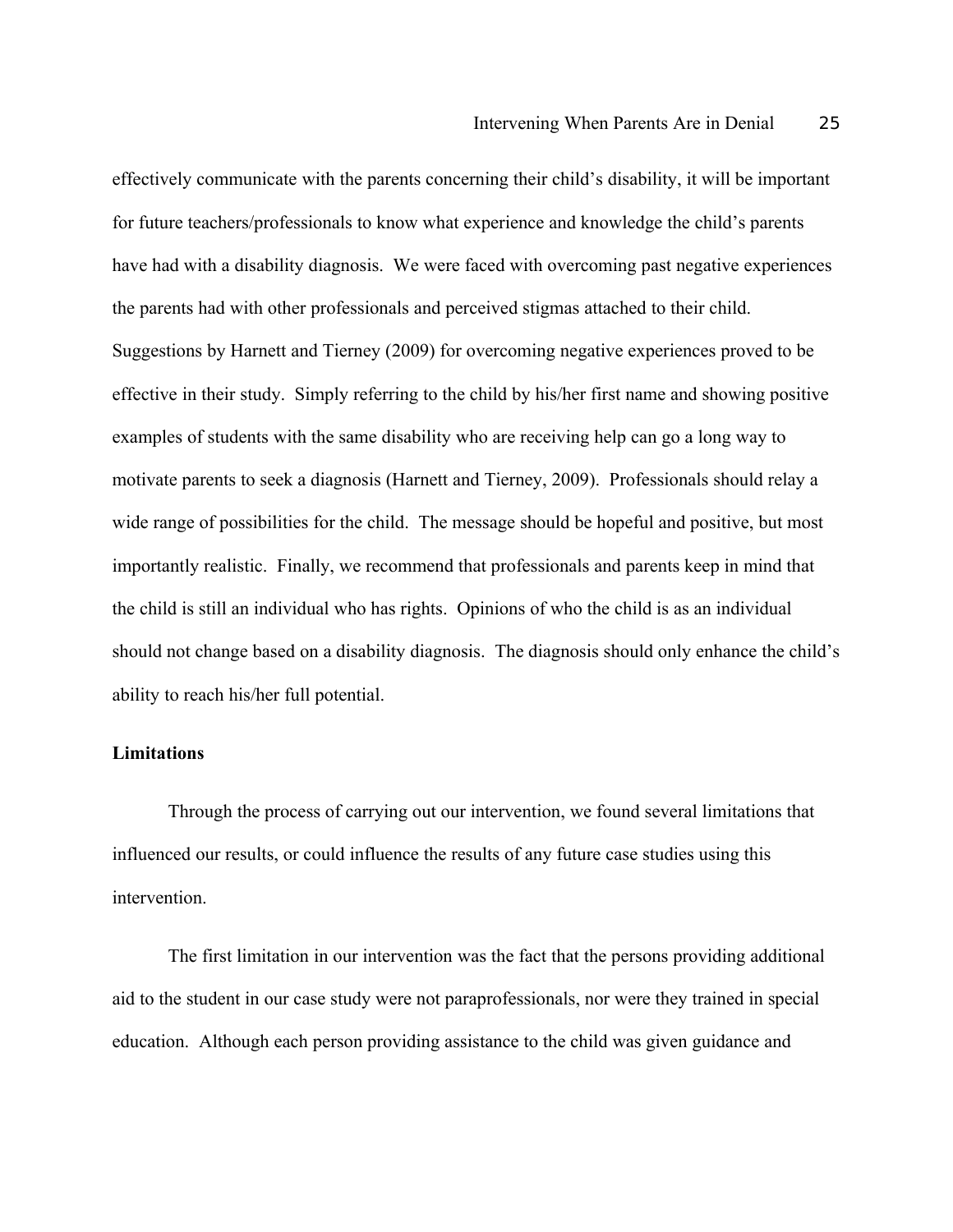effectively communicate with the parents concerning their child's disability, it will be important for future teachers/professionals to know what experience and knowledge the child's parents have had with a disability diagnosis. We were faced with overcoming past negative experiences the parents had with other professionals and perceived stigmas attached to their child. Suggestions by Harnett and Tierney (2009) for overcoming negative experiences proved to be effective in their study. Simply referring to the child by his/her first name and showing positive examples of students with the same disability who are receiving help can go a long way to motivate parents to seek a diagnosis (Harnett and Tierney, 2009). Professionals should relay a wide range of possibilities for the child. The message should be hopeful and positive, but most importantly realistic. Finally, we recommend that professionals and parents keep in mind that the child is still an individual who has rights. Opinions of who the child is as an individual should not change based on a disability diagnosis. The diagnosis should only enhance the child's ability to reach his/her full potential.

**Limitations**

Through the process of carrying out our intervention, we found several limitations that influenced our results, or could influence the results of any future case studies using this intervention.

The first limitation in our intervention was the fact that the persons providing additional aid to the student in our case study were not paraprofessionals, nor were they trained in special education. Although each person providing assistance to the child was given guidance and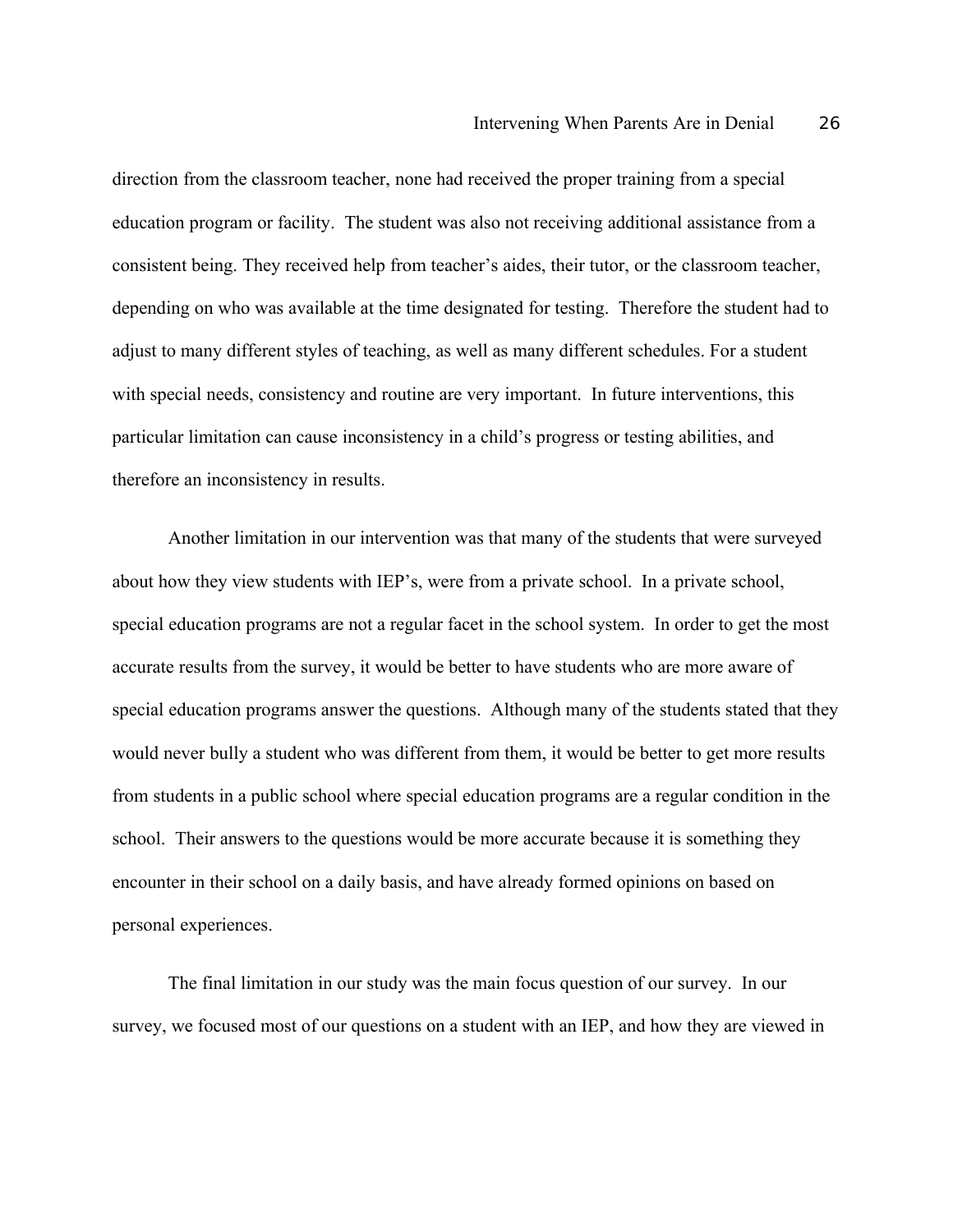direction from the classroom teacher, none had received the proper training from a special education program or facility. The student was also not receiving additional assistance from a consistent being. They received help from teacher's aides, their tutor, or the classroom teacher, depending on who was available at the time designated for testing. Therefore the student had to adjust to many different styles of teaching, as well as many different schedules. For a student with special needs, consistency and routine are very important. In future interventions, this particular limitation can cause inconsistency in a child's progress or testing abilities, and therefore an inconsistency in results.

Another limitation in our intervention was that many of the students that were surveyed about how they view students with IEP's, were from a private school. In a private school, special education programs are not a regular facet in the school system. In order to get the most accurate results from the survey, it would be better to have students who are more aware of special education programs answer the questions. Although many of the students stated that they would never bully a student who was different from them, it would be better to get more results from students in a public school where special education programs are a regular condition in the school. Their answers to the questions would be more accurate because it is something they encounter in their school on a daily basis, and have already formed opinions on based on personal experiences.

The final limitation in our study was the main focus question of our survey. In our survey, we focused most of our questions on a student with an IEP, and how they are viewed in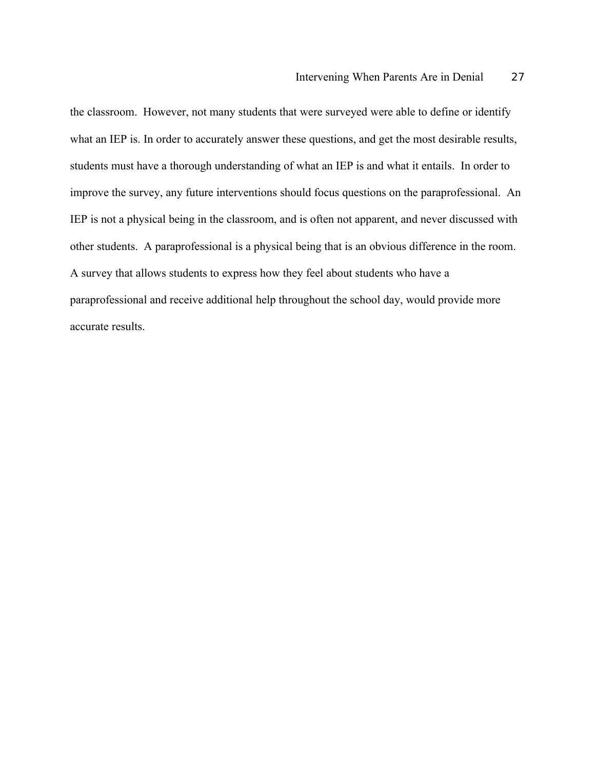the classroom. However, not many students that were surveyed were able to define or identify what an IEP is. In order to accurately answer these questions, and get the most desirable results, students must have a thorough understanding of what an IEP is and what it entails. In order to improve the survey, any future interventions should focus questions on the paraprofessional. An IEP is not a physical being in the classroom, and is often not apparent, and never discussed with other students. A paraprofessional is a physical being that is an obvious difference in the room. A survey that allows students to express how they feel about students who have a paraprofessional and receive additional help throughout the school day, would provide more accurate results.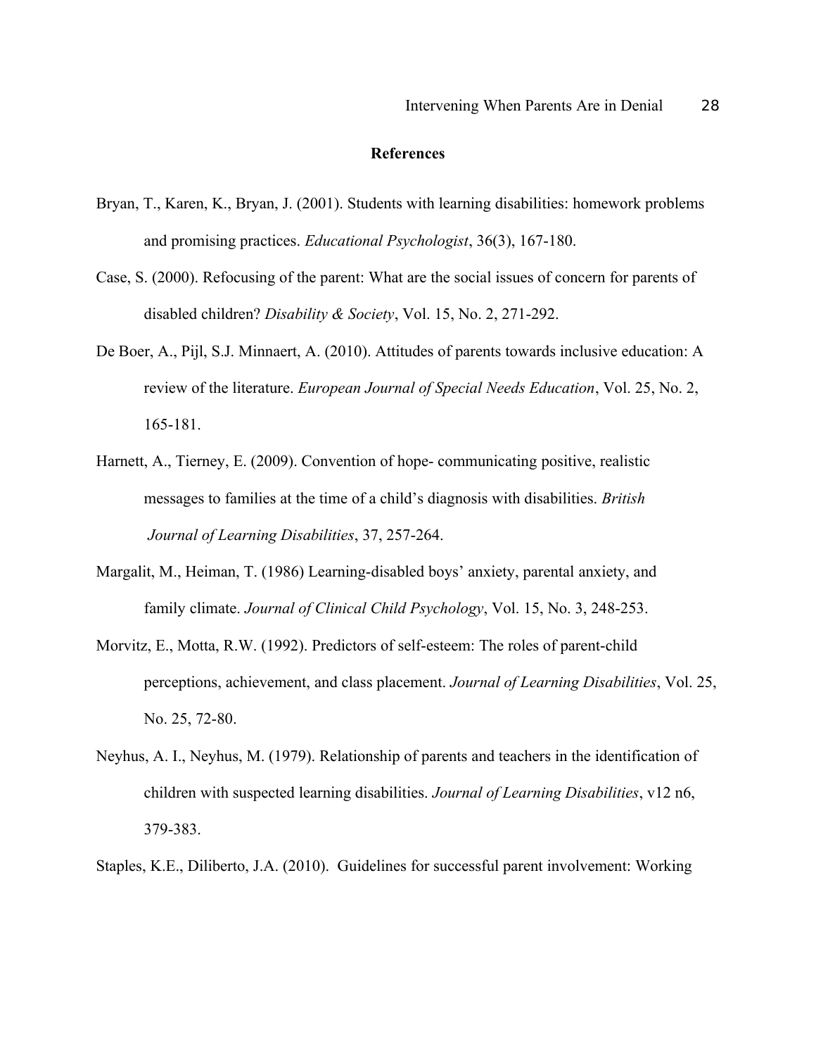## References

Bryan, T., Karen, K., Bryan, J. (2001). Students with learning disabilities: homework problems and promising practices. *Educational Psychologist*, 36(3), 167-180.

Case, S. (2000). Refocusing of the parent: What are the social issues of concern for parents of disabled children? *Disability & Society*, Vol. 15, No. 2, 271-292.

De Boer, A., Pijl, S.J. Minnaert, A. (2010). Attitudes of parents towards inclusive education: A review of the literature. *European Journal of Special Needs Education*, Vol. 25, No. 2, 165-181.

Harnett, A., Tierney, E. (2009). Convention of hope- communicating positive, realistic messages to families at the time of a child's diagnosis with disabilities. *British Journal of Learning Disabilities*, 37, 257-264.

Margalit, M., Heiman, T. (1986) Learning-disabled boys' anxiety, parental anxiety, and family climate. *Journal of Clinical Child Psychology*, Vol. 15, No. 3, 248-253.

Morvitz, E., Motta, R.W. (1992). Predictors of self-esteem: The roles of parent-child perceptions, achievement, and class placement. *Journal of Learning Disabilities*, Vol. 25, No. 25, 72-80.

Neyhus, A. I., Neyhus, M. (1979). Relationship of parents and teachers in the identification of children with suspected learning disabilities. *Journal of Learning Disabilities*, v12 n6, 379-383.

Staples, K.E., Diliberto, J.A. (2010). Guidelines for successful parent involvement: Working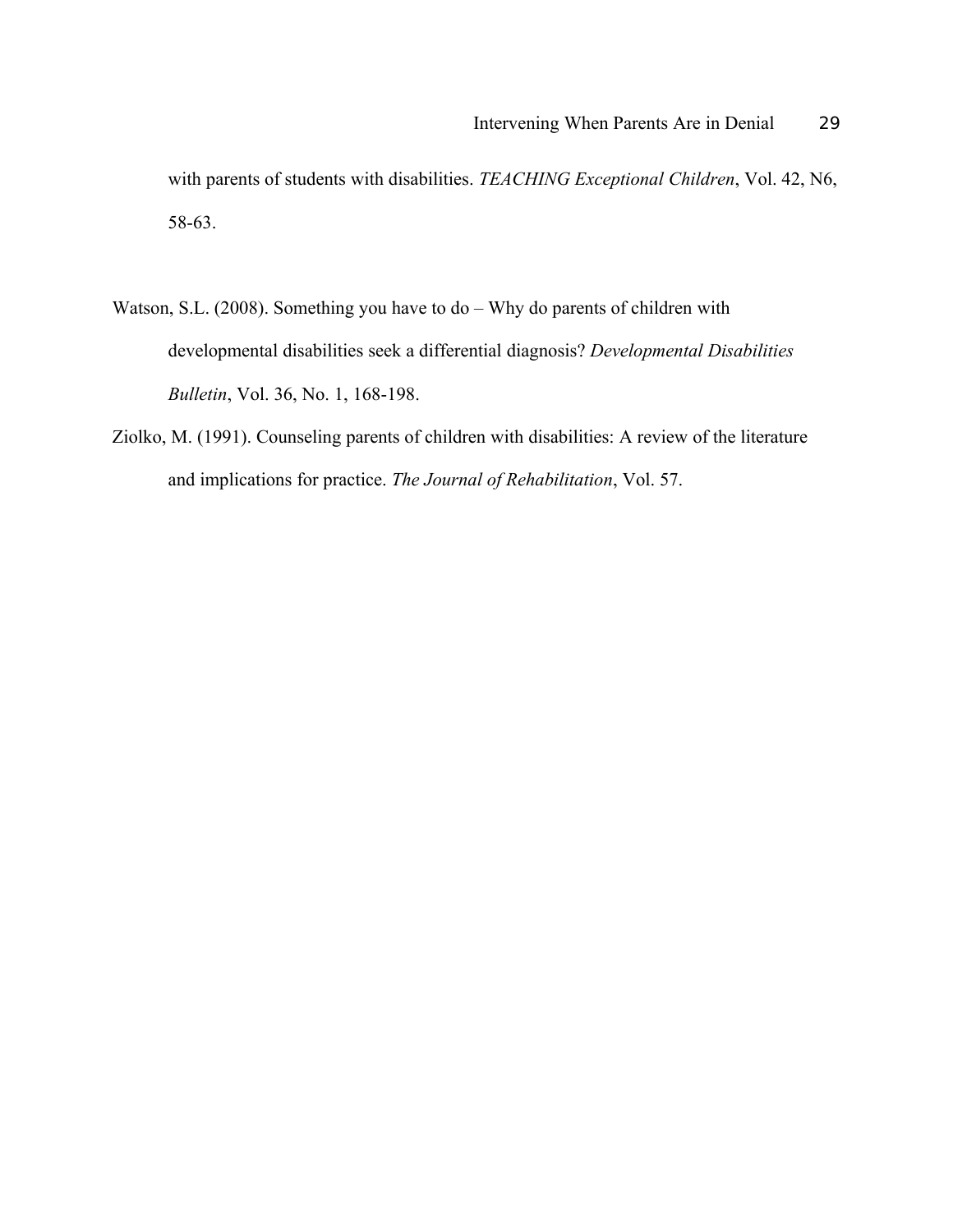with parents of students with disabilities. *TEACHING Exceptional Children*, Vol. 42, N6, 58-63.

Watson, S.L. (2008). Something you have to do – Why do parents of children with developmental disabilities seek a differential diagnosis? *Developmental Disabilities Bulletin*, Vol. 36, No. 1, 168-198.

Ziolko, M. (1991). Counseling parents of children with disabilities: A review of the literature and implications for practice. *The Journal of Rehabilitation*, Vol. 57.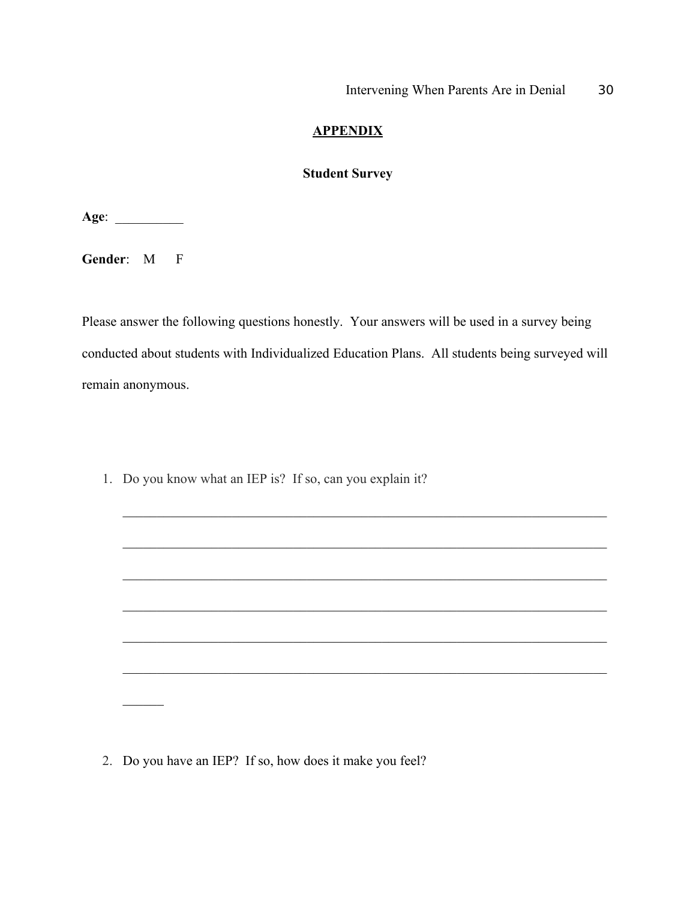## APPENDIX

### Student Survey

**Age**: __________

**Gender**: M F

Please answer the following questions honestly. Your answers will be used in a survey being conducted about students with Individualized Education Plans. All students being surveyed will remain anonymous.

1. Do you know what an IEP is? If so, can you explain it?

   ___________________________________________________________________________

   ___________________________________________________________________________

   ___________________________________________________________________________

   ___________________________________________________________________________

   ___________________________________________________________________________

   ___________________________________________________________________________

   ______

2. Do you have an IEP? If so, how does it make you feel?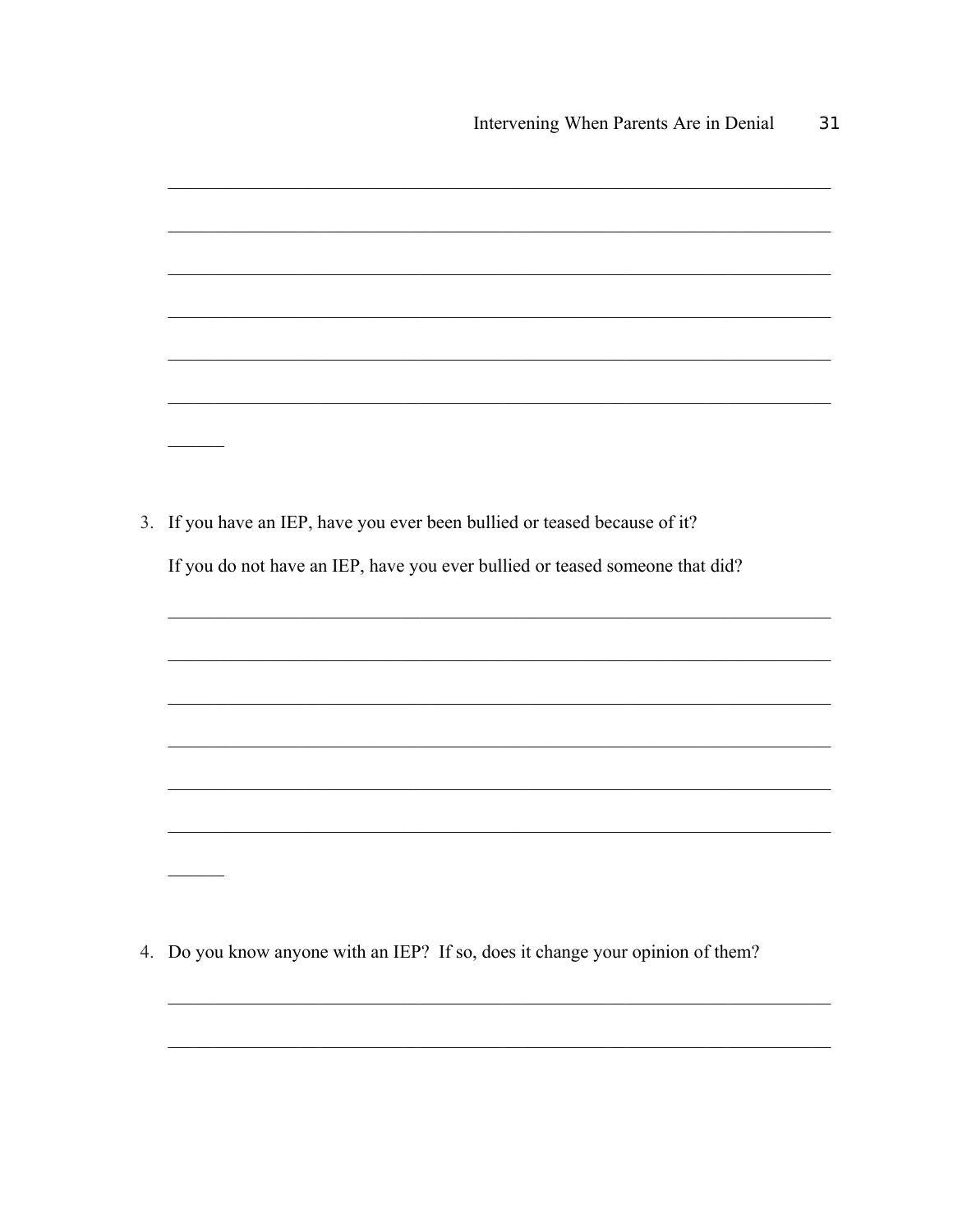3. If you have an IEP, have you ever been bullied or teased because of it?

   If you do not have an IEP, have you ever bullied or teased someone that did?

4. Do you know anyone with an IEP? If so, does it change your opinion of them?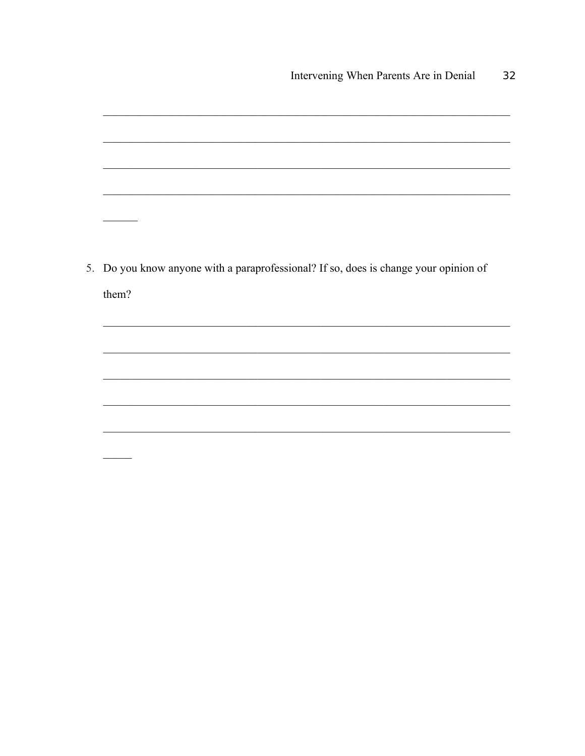______________________________________________________________________________

______________________________________________________________________________

______________________________________________________________________________

______________________________________________________________________________

______

5. Do you know anyone with a paraprofessional? If so, does is change your opinion of them?

______________________________________________________________________________

______________________________________________________________________________

______________________________________________________________________________

______________________________________________________________________________

______________________________________________________________________________

_____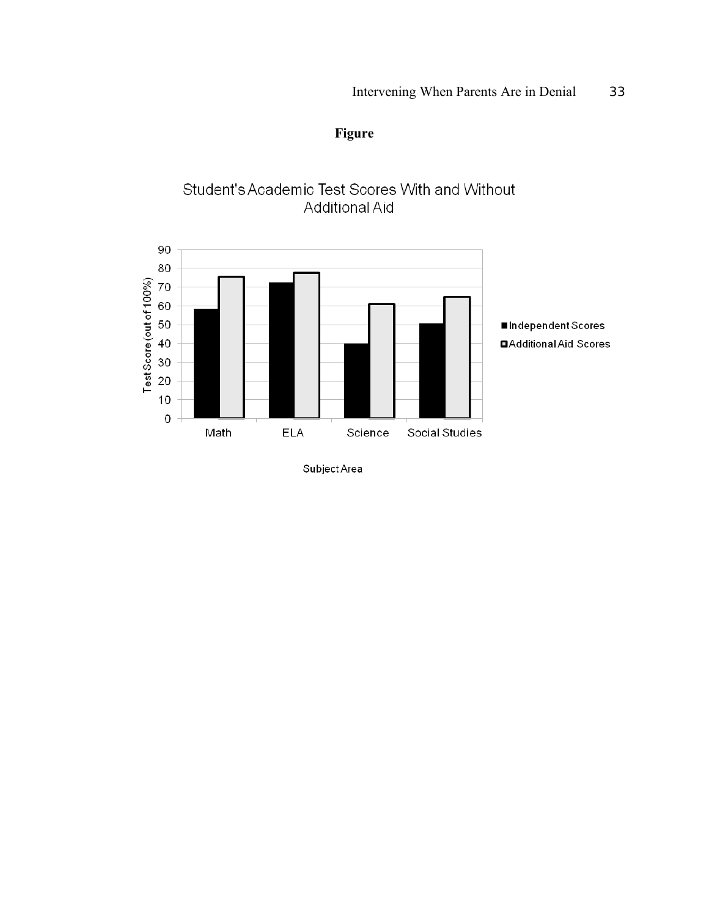**Figure**

Student's Academic Test Scores With and Without Additional Aid

Test Score (out of 100%)

90
80
70
60
50
40
30
20
10
0

Math
ELA
Science
Social Studies

Subject Area

Independent Scores
Additional Aid Scores